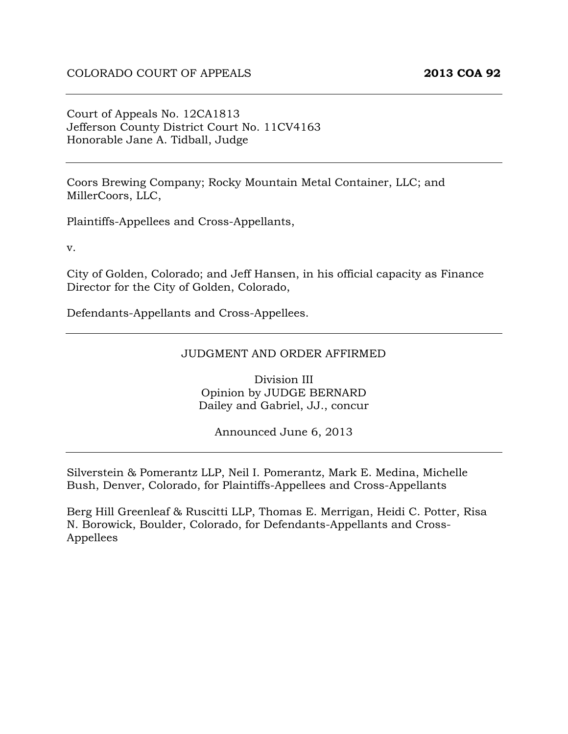COLORADO COURT OF APPEALS **2013 COA 92**

---

Court of Appeals No. 12CA1813
Jefferson County District Court No. 11CV4163
Honorable Jane A. Tidball, Judge

---

Coors Brewing Company; Rocky Mountain Metal Container, LLC; and MillerCoors, LLC,

Plaintiffs-Appellees and Cross-Appellants,

v.

City of Golden, Colorado; and Jeff Hansen, in his official capacity as Finance Director for the City of Golden, Colorado,

Defendants-Appellants and Cross-Appellees.

---

JUDGMENT AND ORDER AFFIRMED

Division III
Opinion by JUDGE BERNARD
Dailey and Gabriel, JJ., concur

Announced June 6, 2013

---

Silverstein & Pomerantz LLP, Neil I. Pomerantz, Mark E. Medina, Michelle Bush, Denver, Colorado, for Plaintiffs-Appellees and Cross-Appellants

Berg Hill Greenleaf & Ruscitti LLP, Thomas E. Merrigan, Heidi C. Potter, Risa N. Borowick, Boulder, Colorado, for Defendants-Appellants and Cross-Appellees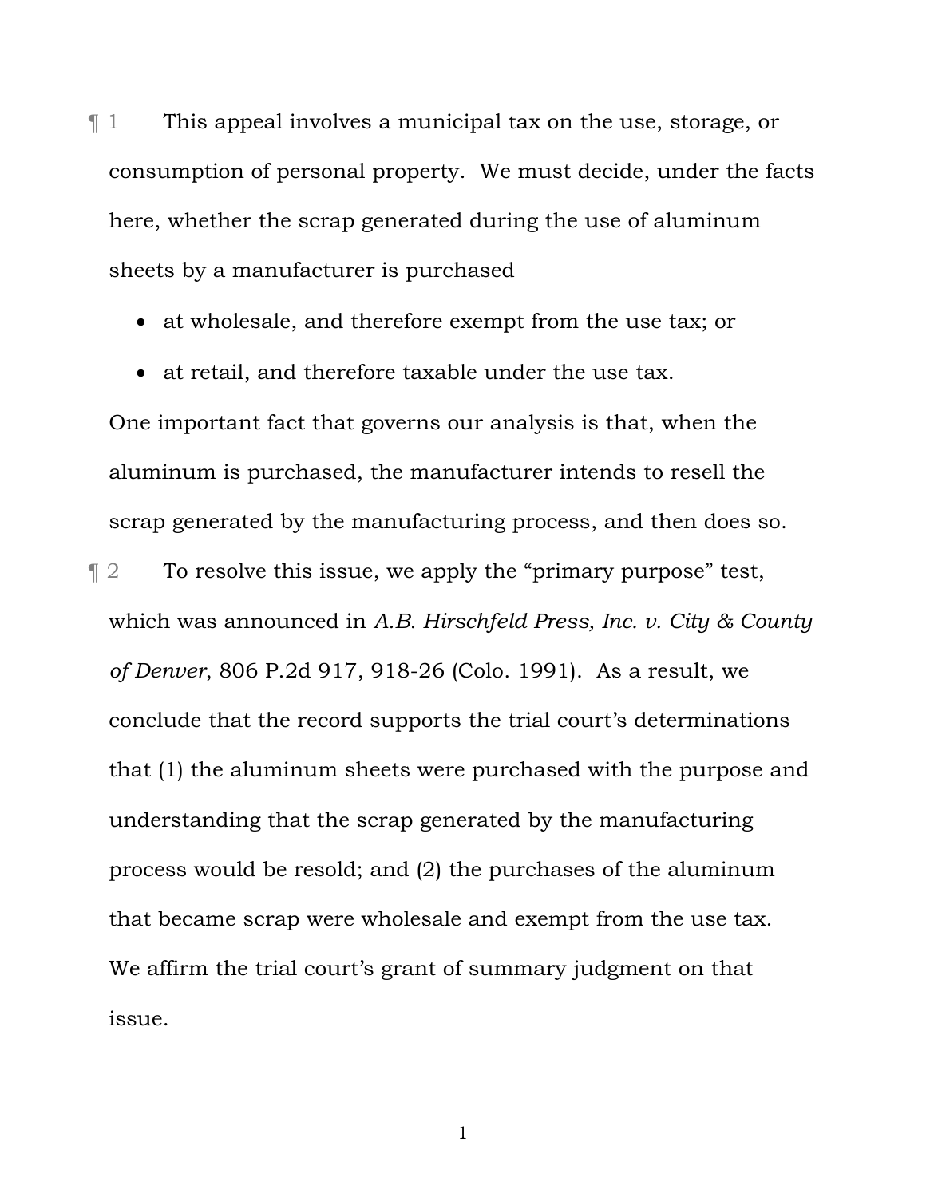¶ 1 This appeal involves a municipal tax on the use, storage, or consumption of personal property. We must decide, under the facts here, whether the scrap generated during the use of aluminum sheets by a manufacturer is purchased

- at wholesale, and therefore exempt from the use tax; or
- at retail, and therefore taxable under the use tax.

One important fact that governs our analysis is that, when the aluminum is purchased, the manufacturer intends to resell the scrap generated by the manufacturing process, and then does so.

¶ 2 To resolve this issue, we apply the "primary purpose" test, which was announced in *A.B. Hirschfeld Press, Inc. v. City & County of Denver*, 806 P.2d 917, 918-26 (Colo. 1991). As a result, we conclude that the record supports the trial court's determinations that (1) the aluminum sheets were purchased with the purpose and understanding that the scrap generated by the manufacturing process would be resold; and (2) the purchases of the aluminum that became scrap were wholesale and exempt from the use tax. We affirm the trial court's grant of summary judgment on that issue.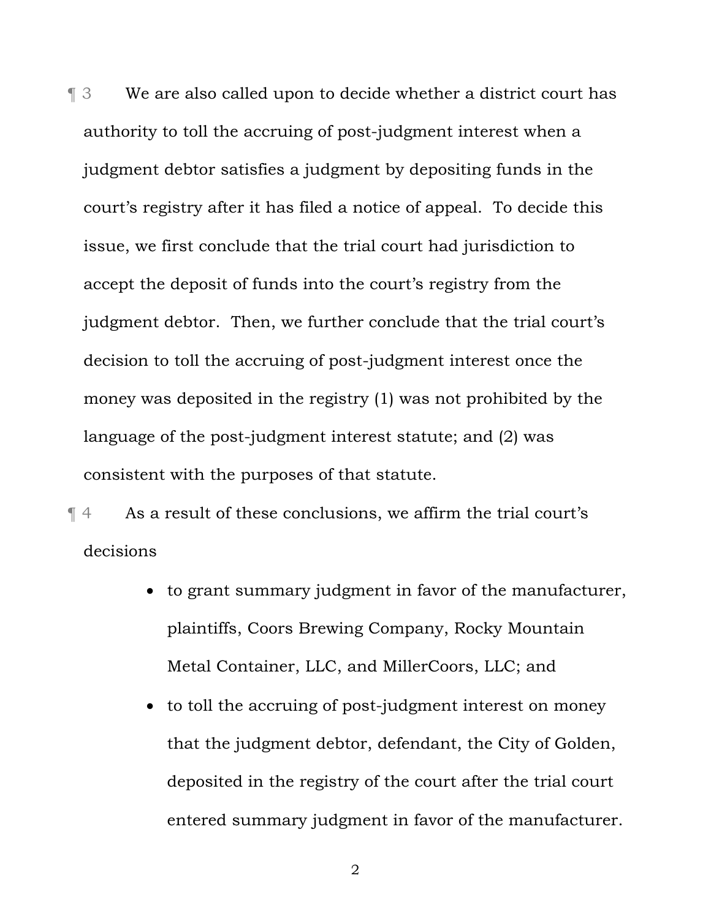¶ 3 We are also called upon to decide whether a district court has authority to toll the accruing of post-judgment interest when a judgment debtor satisfies a judgment by depositing funds in the court's registry after it has filed a notice of appeal. To decide this issue, we first conclude that the trial court had jurisdiction to accept the deposit of funds into the court's registry from the judgment debtor. Then, we further conclude that the trial court's decision to toll the accruing of post-judgment interest once the money was deposited in the registry (1) was not prohibited by the language of the post-judgment interest statute; and (2) was consistent with the purposes of that statute.

¶ 4 As a result of these conclusions, we affirm the trial court's decisions

- to grant summary judgment in favor of the manufacturer, plaintiffs, Coors Brewing Company, Rocky Mountain Metal Container, LLC, and MillerCoors, LLC; and
- to toll the accruing of post-judgment interest on money that the judgment debtor, defendant, the City of Golden, deposited in the registry of the court after the trial court entered summary judgment in favor of the manufacturer.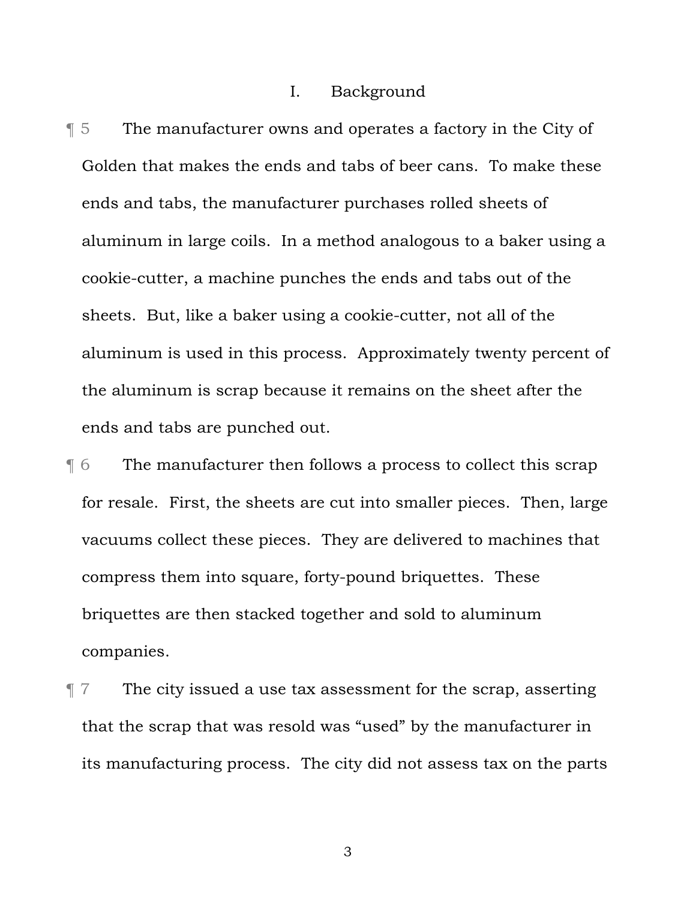## I. Background

¶ 5 The manufacturer owns and operates a factory in the City of Golden that makes the ends and tabs of beer cans. To make these ends and tabs, the manufacturer purchases rolled sheets of aluminum in large coils. In a method analogous to a baker using a cookie-cutter, a machine punches the ends and tabs out of the sheets. But, like a baker using a cookie-cutter, not all of the aluminum is used in this process. Approximately twenty percent of the aluminum is scrap because it remains on the sheet after the ends and tabs are punched out.

¶ 6 The manufacturer then follows a process to collect this scrap for resale. First, the sheets are cut into smaller pieces. Then, large vacuums collect these pieces. They are delivered to machines that compress them into square, forty-pound briquettes. These briquettes are then stacked together and sold to aluminum companies.

¶ 7 The city issued a use tax assessment for the scrap, asserting that the scrap that was resold was "used" by the manufacturer in its manufacturing process. The city did not assess tax on the parts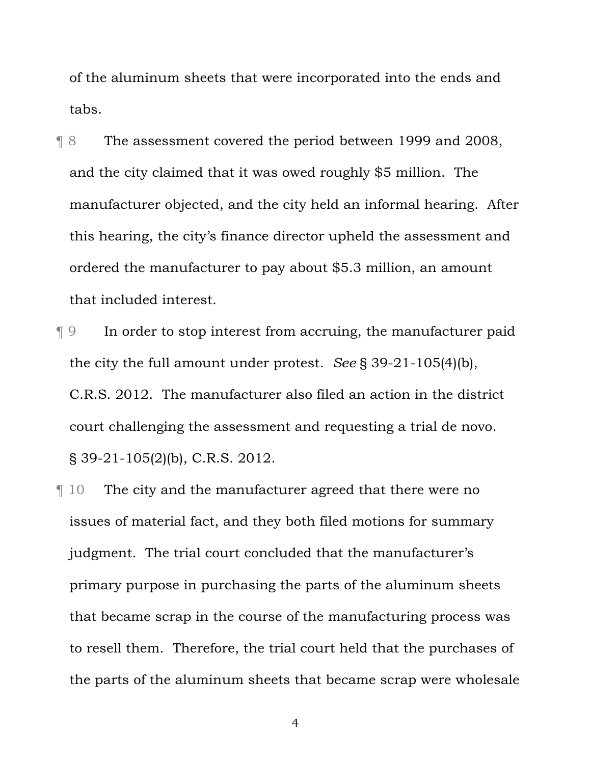of the aluminum sheets that were incorporated into the ends and tabs.

¶ 8 The assessment covered the period between 1999 and 2008, and the city claimed that it was owed roughly $5 million. The manufacturer objected, and the city held an informal hearing. After this hearing, the city's finance director upheld the assessment and ordered the manufacturer to pay about $5.3 million, an amount that included interest.

¶ 9 In order to stop interest from accruing, the manufacturer paid the city the full amount under protest. *See* § 39-21-105(4)(b), C.R.S. 2012. The manufacturer also filed an action in the district court challenging the assessment and requesting a trial de novo. § 39-21-105(2)(b), C.R.S. 2012.

¶ 10 The city and the manufacturer agreed that there were no issues of material fact, and they both filed motions for summary judgment. The trial court concluded that the manufacturer's primary purpose in purchasing the parts of the aluminum sheets that became scrap in the course of the manufacturing process was to resell them. Therefore, the trial court held that the purchases of the parts of the aluminum sheets that became scrap were wholesale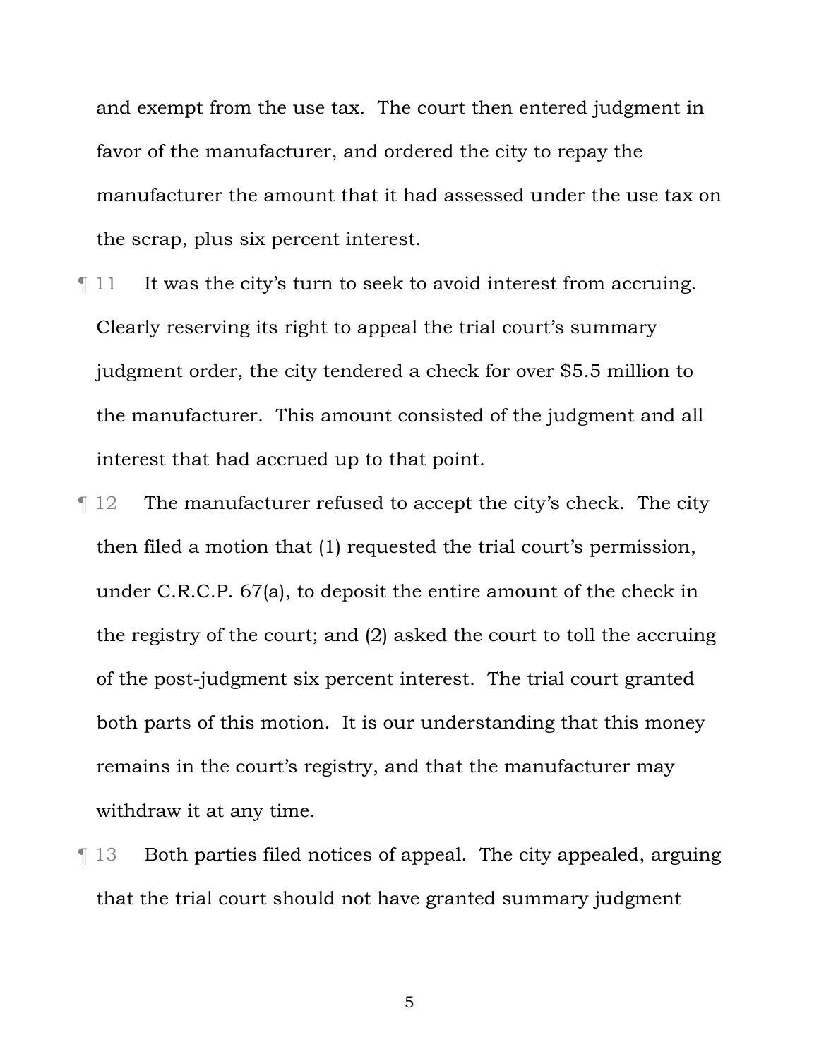and exempt from the use tax. The court then entered judgment in favor of the manufacturer, and ordered the city to repay the manufacturer the amount that it had assessed under the use tax on the scrap, plus six percent interest.

¶ 11 It was the city's turn to seek to avoid interest from accruing. Clearly reserving its right to appeal the trial court's summary judgment order, the city tendered a check for over $5.5 million to the manufacturer. This amount consisted of the judgment and all interest that had accrued up to that point.

¶ 12 The manufacturer refused to accept the city's check. The city then filed a motion that (1) requested the trial court's permission, under C.R.C.P. 67(a), to deposit the entire amount of the check in the registry of the court; and (2) asked the court to toll the accruing of the post-judgment six percent interest. The trial court granted both parts of this motion. It is our understanding that this money remains in the court's registry, and that the manufacturer may withdraw it at any time.

¶ 13 Both parties filed notices of appeal. The city appealed, arguing that the trial court should not have granted summary judgment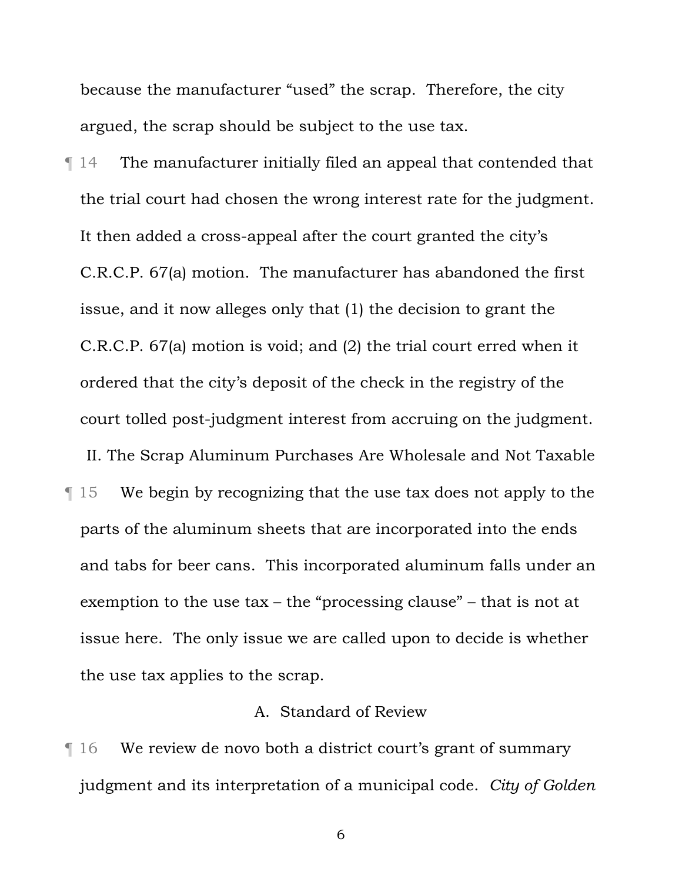because the manufacturer "used" the scrap. Therefore, the city argued, the scrap should be subject to the use tax.

¶ 14 The manufacturer initially filed an appeal that contended that the trial court had chosen the wrong interest rate for the judgment. It then added a cross-appeal after the court granted the city's C.R.C.P. 67(a) motion. The manufacturer has abandoned the first issue, and it now alleges only that (1) the decision to grant the C.R.C.P. 67(a) motion is void; and (2) the trial court erred when it ordered that the city's deposit of the check in the registry of the court tolled post-judgment interest from accruing on the judgment.

## II. The Scrap Aluminum Purchases Are Wholesale and Not Taxable

¶ 15 We begin by recognizing that the use tax does not apply to the parts of the aluminum sheets that are incorporated into the ends and tabs for beer cans. This incorporated aluminum falls under an exemption to the use tax – the "processing clause" – that is not at issue here. The only issue we are called upon to decide is whether the use tax applies to the scrap.

### A. Standard of Review

¶ 16 We review de novo both a district court's grant of summary judgment and its interpretation of a municipal code. *City of Golden*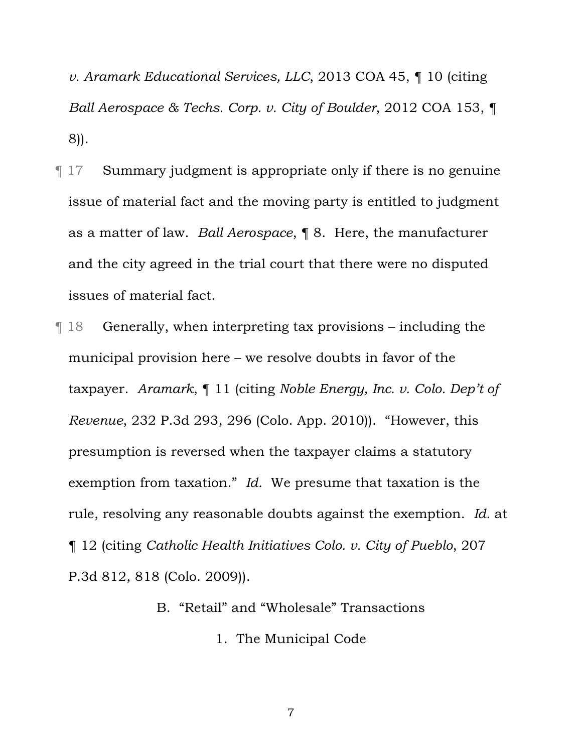*v. Aramark Educational Services, LLC*, 2013 COA 45, ¶ 10 (citing *Ball Aerospace & Techs. Corp. v. City of Boulder*, 2012 COA 153, ¶ 8)).

¶ 17 Summary judgment is appropriate only if there is no genuine issue of material fact and the moving party is entitled to judgment as a matter of law. *Ball Aerospace*, ¶ 8. Here, the manufacturer and the city agreed in the trial court that there were no disputed issues of material fact.

¶ 18 Generally, when interpreting tax provisions – including the municipal provision here – we resolve doubts in favor of the taxpayer. *Aramark*, ¶ 11 (citing *Noble Energy, Inc. v. Colo. Dep't of Revenue*, 232 P.3d 293, 296 (Colo. App. 2010)). "However, this presumption is reversed when the taxpayer claims a statutory exemption from taxation." *Id.* We presume that taxation is the rule, resolving any reasonable doubts against the exemption. *Id.* at ¶ 12 (citing *Catholic Health Initiatives Colo. v. City of Pueblo*, 207 P.3d 812, 818 (Colo. 2009)).

### B. "Retail" and "Wholesale" Transactions

#### 1. The Municipal Code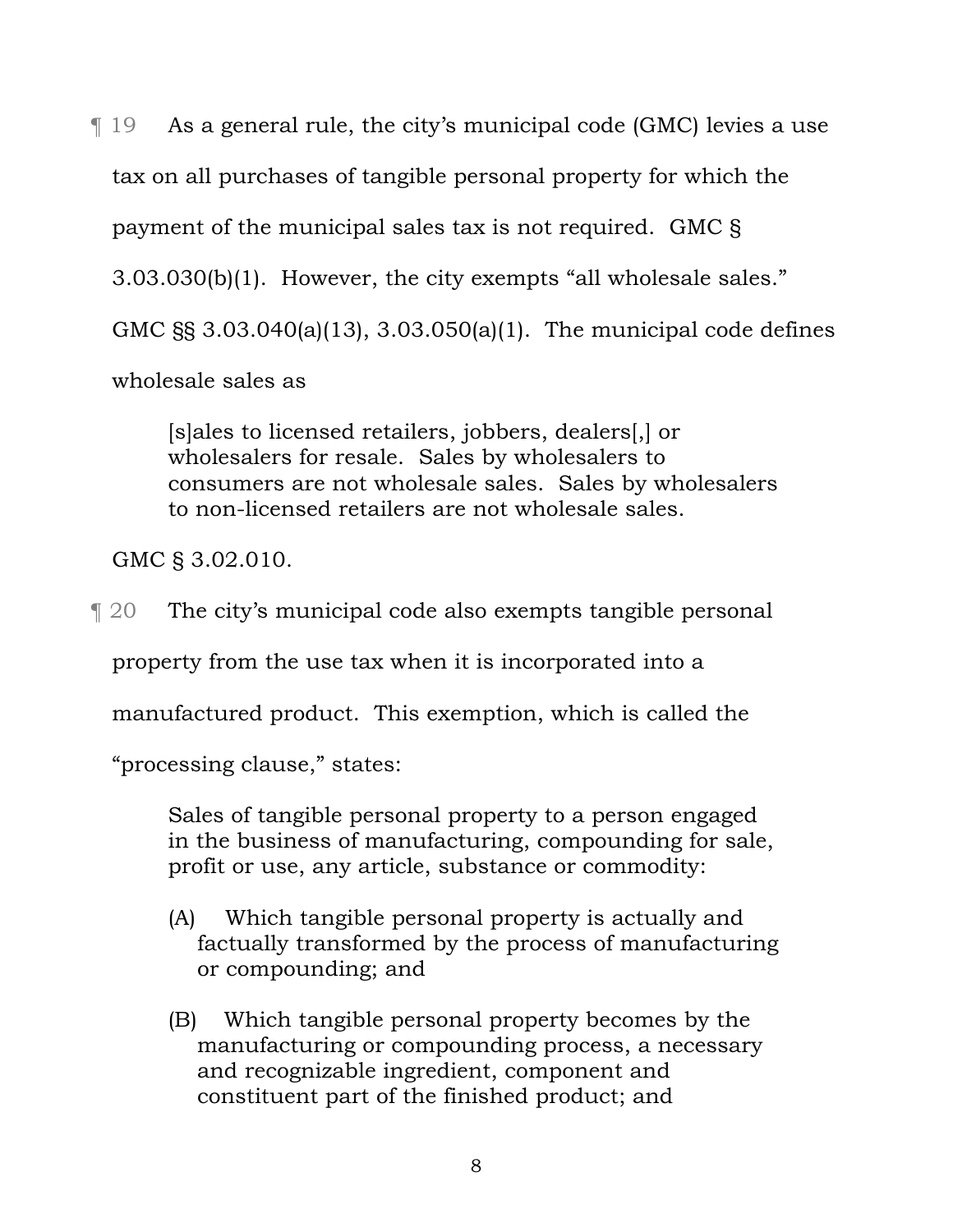¶ 19 As a general rule, the city's municipal code (GMC) levies a use tax on all purchases of tangible personal property for which the payment of the municipal sales tax is not required. GMC § 3.03.030(b)(1). However, the city exempts "all wholesale sales." GMC §§ 3.03.040(a)(13), 3.03.050(a)(1). The municipal code defines wholesale sales as

> [s]ales to licensed retailers, jobbers, dealers[,] or wholesalers for resale. Sales by wholesalers to consumers are not wholesale sales. Sales by wholesalers to non-licensed retailers are not wholesale sales.

GMC § 3.02.010.

¶ 20 The city's municipal code also exempts tangible personal property from the use tax when it is incorporated into a manufactured product. This exemption, which is called the "processing clause," states:

> Sales of tangible personal property to a person engaged in the business of manufacturing, compounding for sale, profit or use, any article, substance or commodity:
>
> (A) Which tangible personal property is actually and factually transformed by the process of manufacturing or compounding; and
>
> (B) Which tangible personal property becomes by the manufacturing or compounding process, a necessary and recognizable ingredient, component and constituent part of the finished product; and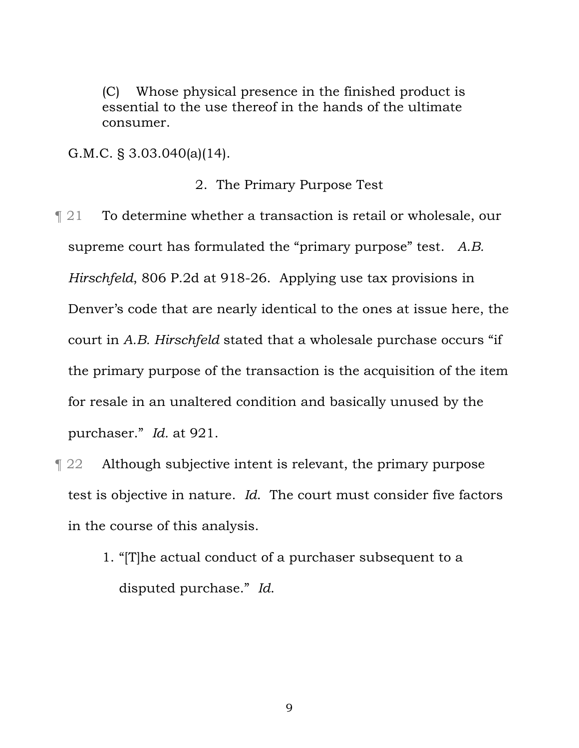(C) Whose physical presence in the finished product is essential to the use thereof in the hands of the ultimate consumer.

G.M.C. § 3.03.040(a)(14).

### 2. The Primary Purpose Test

¶ 21 To determine whether a transaction is retail or wholesale, our supreme court has formulated the "primary purpose" test. *A.B. Hirschfeld*, 806 P.2d at 918-26. Applying use tax provisions in Denver's code that are nearly identical to the ones at issue here, the court in *A.B. Hirschfeld* stated that a wholesale purchase occurs "if the primary purpose of the transaction is the acquisition of the item for resale in an unaltered condition and basically unused by the purchaser." *Id.* at 921.

¶ 22 Although subjective intent is relevant, the primary purpose test is objective in nature. *Id.* The court must consider five factors in the course of this analysis.

1. "[T]he actual conduct of a purchaser subsequent to a disputed purchase." *Id.*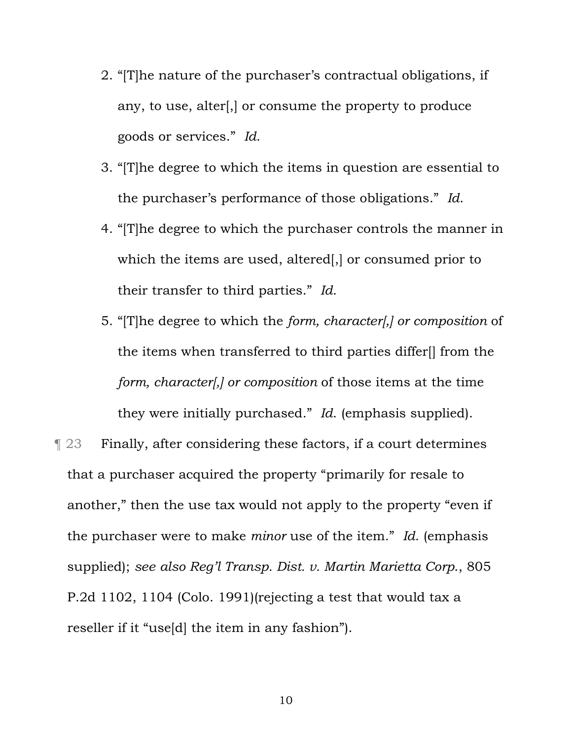2. "[T]he nature of the purchaser's contractual obligations, if any, to use, alter[,] or consume the property to produce goods or services." *Id.*
3. "[T]he degree to which the items in question are essential to the purchaser's performance of those obligations." *Id.*
4. "[T]he degree to which the purchaser controls the manner in which the items are used, altered[,] or consumed prior to their transfer to third parties." *Id.*
5. "[T]he degree to which the *form, character[,] or composition* of the items when transferred to third parties differ[] from the *form, character[,] or composition* of those items at the time they were initially purchased." *Id.* (emphasis supplied).

¶ 23 Finally, after considering these factors, if a court determines that a purchaser acquired the property "primarily for resale to another," then the use tax would not apply to the property "even if the purchaser were to make *minor* use of the item." *Id.* (emphasis supplied); *see also Reg'l Transp. Dist. v. Martin Marietta Corp.*, 805 P.2d 1102, 1104 (Colo. 1991)(rejecting a test that would tax a reseller if it "use[d] the item in any fashion").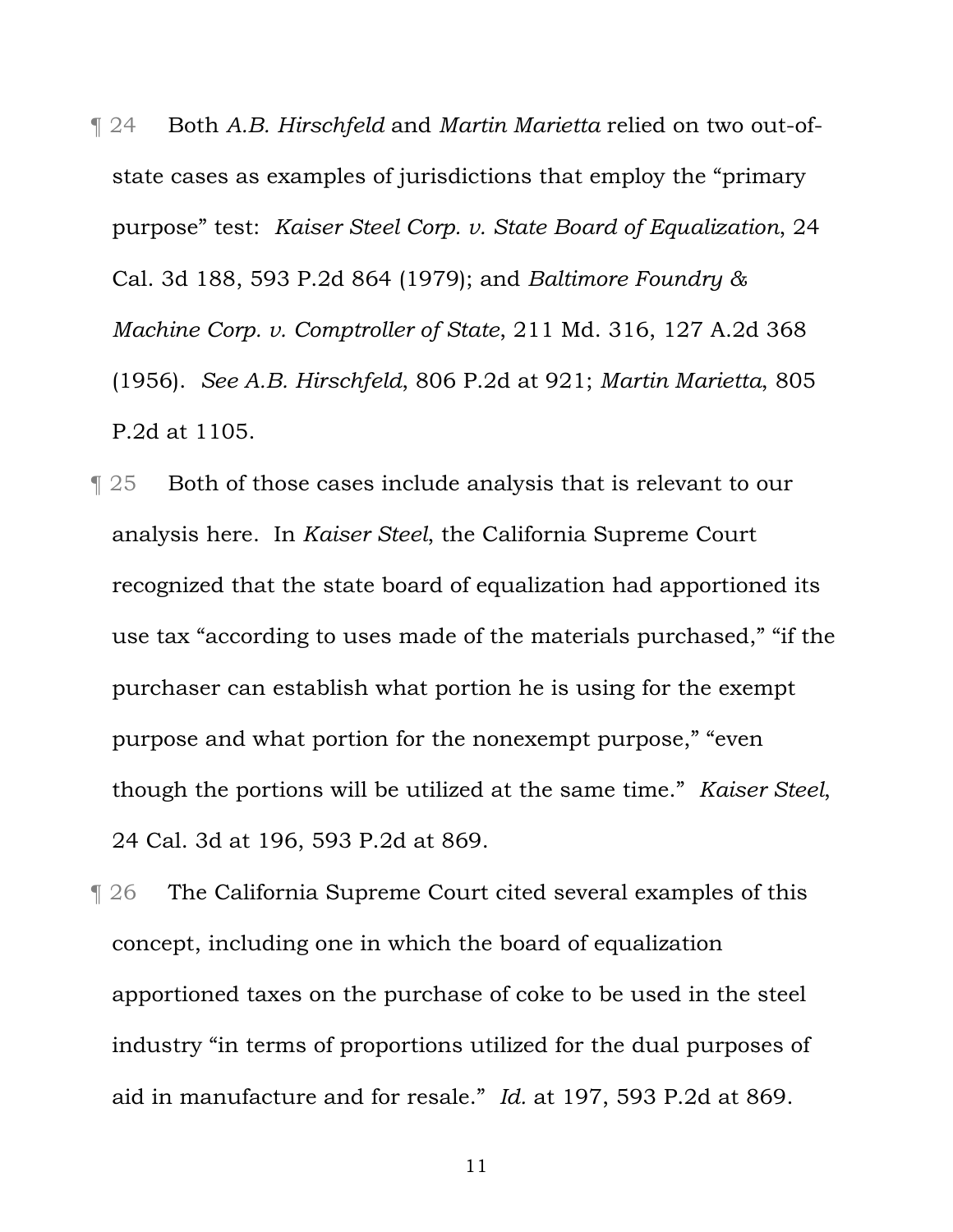¶ 24 Both *A.B. Hirschfeld* and *Martin Marietta* relied on two out-of-state cases as examples of jurisdictions that employ the "primary purpose" test: *Kaiser Steel Corp. v. State Board of Equalization*, 24 Cal. 3d 188, 593 P.2d 864 (1979); and *Baltimore Foundry & Machine Corp. v. Comptroller of State*, 211 Md. 316, 127 A.2d 368 (1956). *See A.B. Hirschfeld*, 806 P.2d at 921; *Martin Marietta*, 805 P.2d at 1105.

¶ 25 Both of those cases include analysis that is relevant to our analysis here. In *Kaiser Steel*, the California Supreme Court recognized that the state board of equalization had apportioned its use tax "according to uses made of the materials purchased," "if the purchaser can establish what portion he is using for the exempt purpose and what portion for the nonexempt purpose," "even though the portions will be utilized at the same time." *Kaiser Steel*, 24 Cal. 3d at 196, 593 P.2d at 869.

¶ 26 The California Supreme Court cited several examples of this concept, including one in which the board of equalization apportioned taxes on the purchase of coke to be used in the steel industry "in terms of proportions utilized for the dual purposes of aid in manufacture and for resale." *Id.* at 197, 593 P.2d at 869.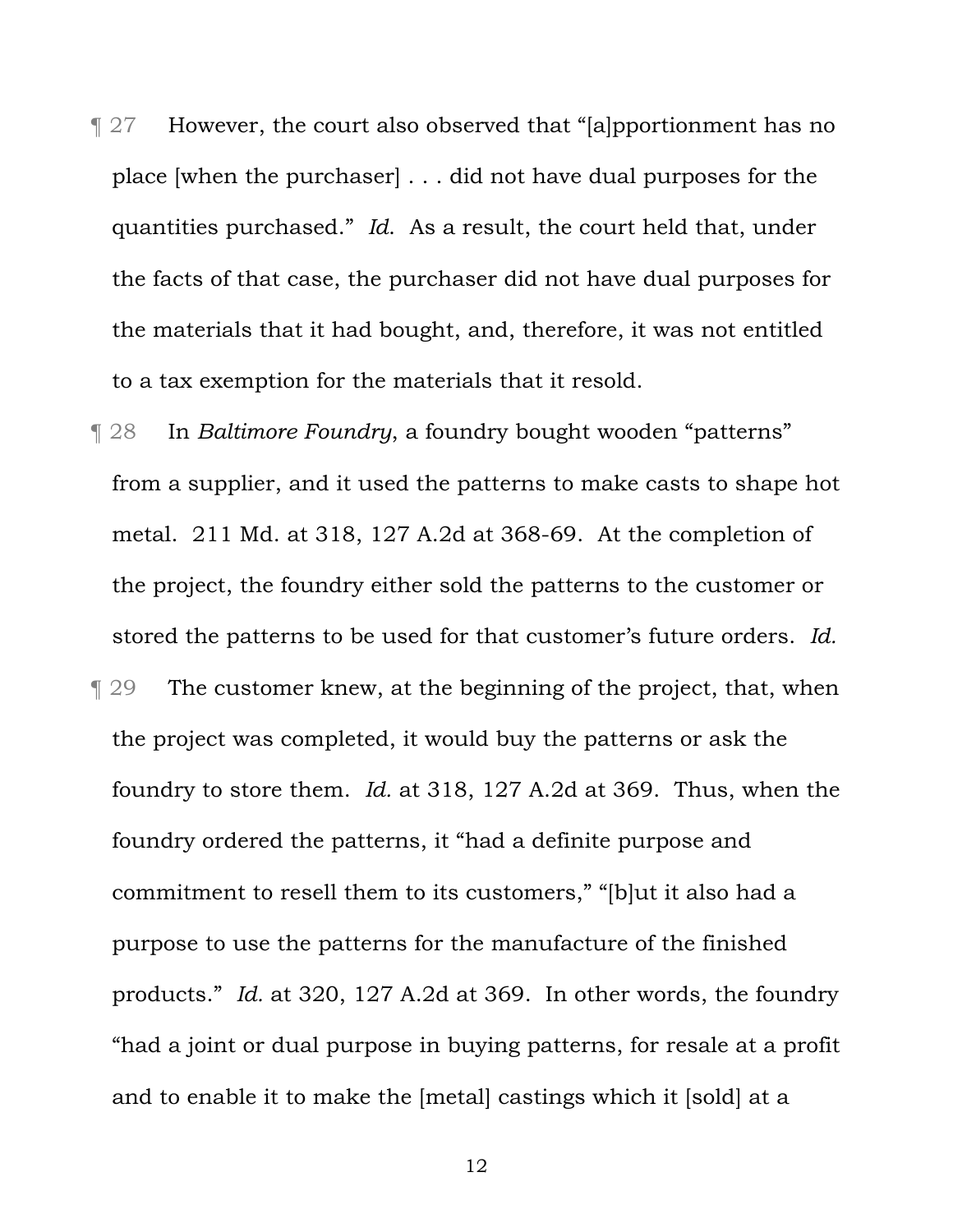¶ 27 However, the court also observed that "[a]pportionment has no place [when the purchaser] . . . did not have dual purposes for the quantities purchased." *Id.* As a result, the court held that, under the facts of that case, the purchaser did not have dual purposes for the materials that it had bought, and, therefore, it was not entitled to a tax exemption for the materials that it resold.

¶ 28 In *Baltimore Foundry*, a foundry bought wooden "patterns" from a supplier, and it used the patterns to make casts to shape hot metal. 211 Md. at 318, 127 A.2d at 368-69. At the completion of the project, the foundry either sold the patterns to the customer or stored the patterns to be used for that customer's future orders. *Id.*

¶ 29 The customer knew, at the beginning of the project, that, when the project was completed, it would buy the patterns or ask the foundry to store them. *Id.* at 318, 127 A.2d at 369. Thus, when the foundry ordered the patterns, it "had a definite purpose and commitment to resell them to its customers," "[b]ut it also had a purpose to use the patterns for the manufacture of the finished products." *Id.* at 320, 127 A.2d at 369. In other words, the foundry "had a joint or dual purpose in buying patterns, for resale at a profit and to enable it to make the [metal] castings which it [sold] at a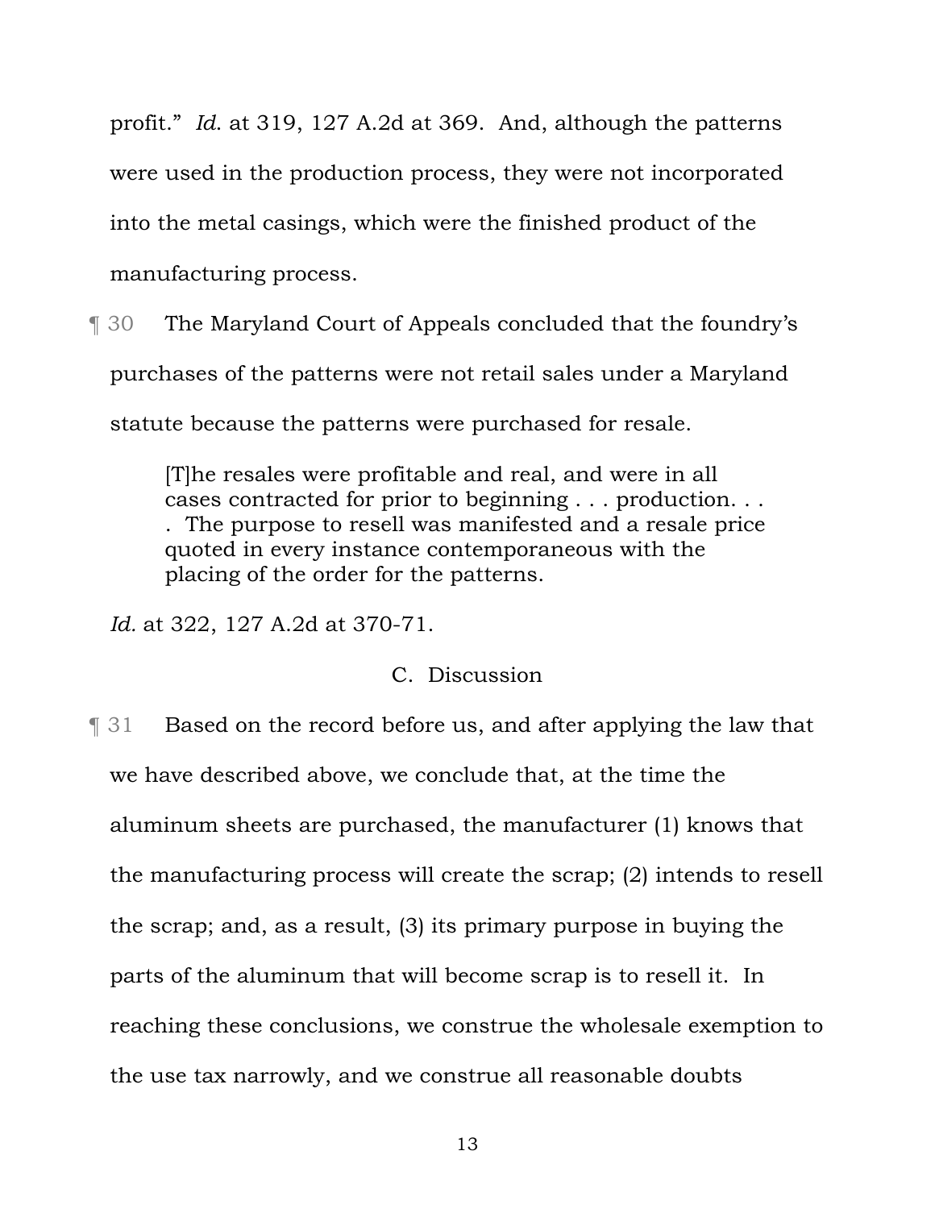profit." *Id.* at 319, 127 A.2d at 369. And, although the patterns were used in the production process, they were not incorporated into the metal casings, which were the finished product of the manufacturing process.

¶ 30 The Maryland Court of Appeals concluded that the foundry's purchases of the patterns were not retail sales under a Maryland statute because the patterns were purchased for resale.

> [T]he resales were profitable and real, and were in all cases contracted for prior to beginning . . . production. . . . The purpose to resell was manifested and a resale price quoted in every instance contemporaneous with the placing of the order for the patterns.

*Id.* at 322, 127 A.2d at 370-71.

### C. Discussion

¶ 31 Based on the record before us, and after applying the law that we have described above, we conclude that, at the time the aluminum sheets are purchased, the manufacturer (1) knows that the manufacturing process will create the scrap; (2) intends to resell the scrap; and, as a result, (3) its primary purpose in buying the parts of the aluminum that will become scrap is to resell it. In reaching these conclusions, we construe the wholesale exemption to the use tax narrowly, and we construe all reasonable doubts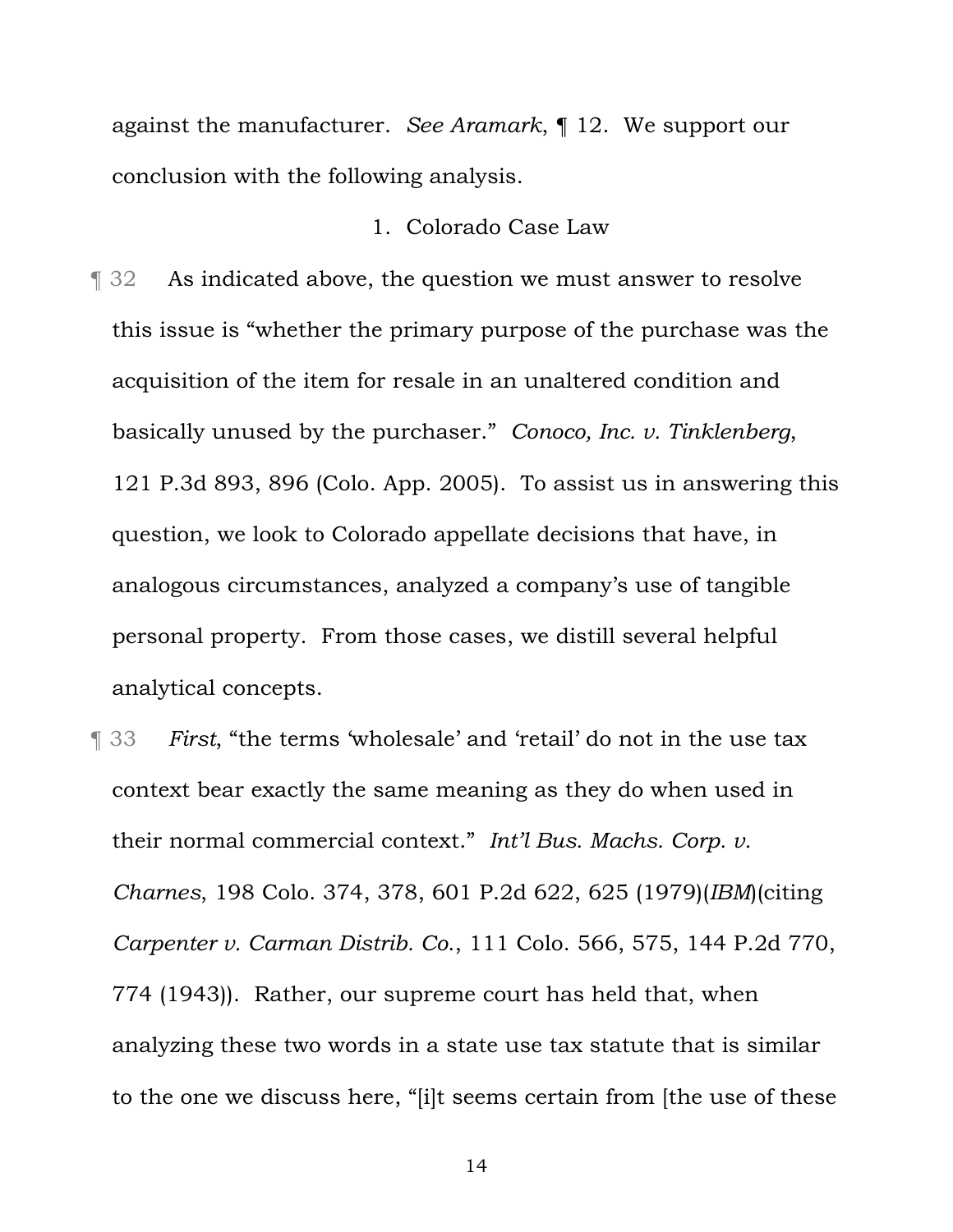against the manufacturer. *See Aramark*, ¶ 12. We support our conclusion with the following analysis.

### 1. Colorado Case Law

¶ 32 As indicated above, the question we must answer to resolve this issue is "whether the primary purpose of the purchase was the acquisition of the item for resale in an unaltered condition and basically unused by the purchaser." *Conoco, Inc. v. Tinklenberg*, 121 P.3d 893, 896 (Colo. App. 2005). To assist us in answering this question, we look to Colorado appellate decisions that have, in analogous circumstances, analyzed a company's use of tangible personal property. From those cases, we distill several helpful analytical concepts.

¶ 33 *First*, "the terms 'wholesale' and 'retail' do not in the use tax context bear exactly the same meaning as they do when used in their normal commercial context." *Int'l Bus. Machs. Corp. v. Charnes*, 198 Colo. 374, 378, 601 P.2d 622, 625 (1979)(*IBM*)(citing *Carpenter v. Carman Distrib. Co.*, 111 Colo. 566, 575, 144 P.2d 770, 774 (1943)). Rather, our supreme court has held that, when analyzing these two words in a state use tax statute that is similar to the one we discuss here, "[i]t seems certain from [the use of these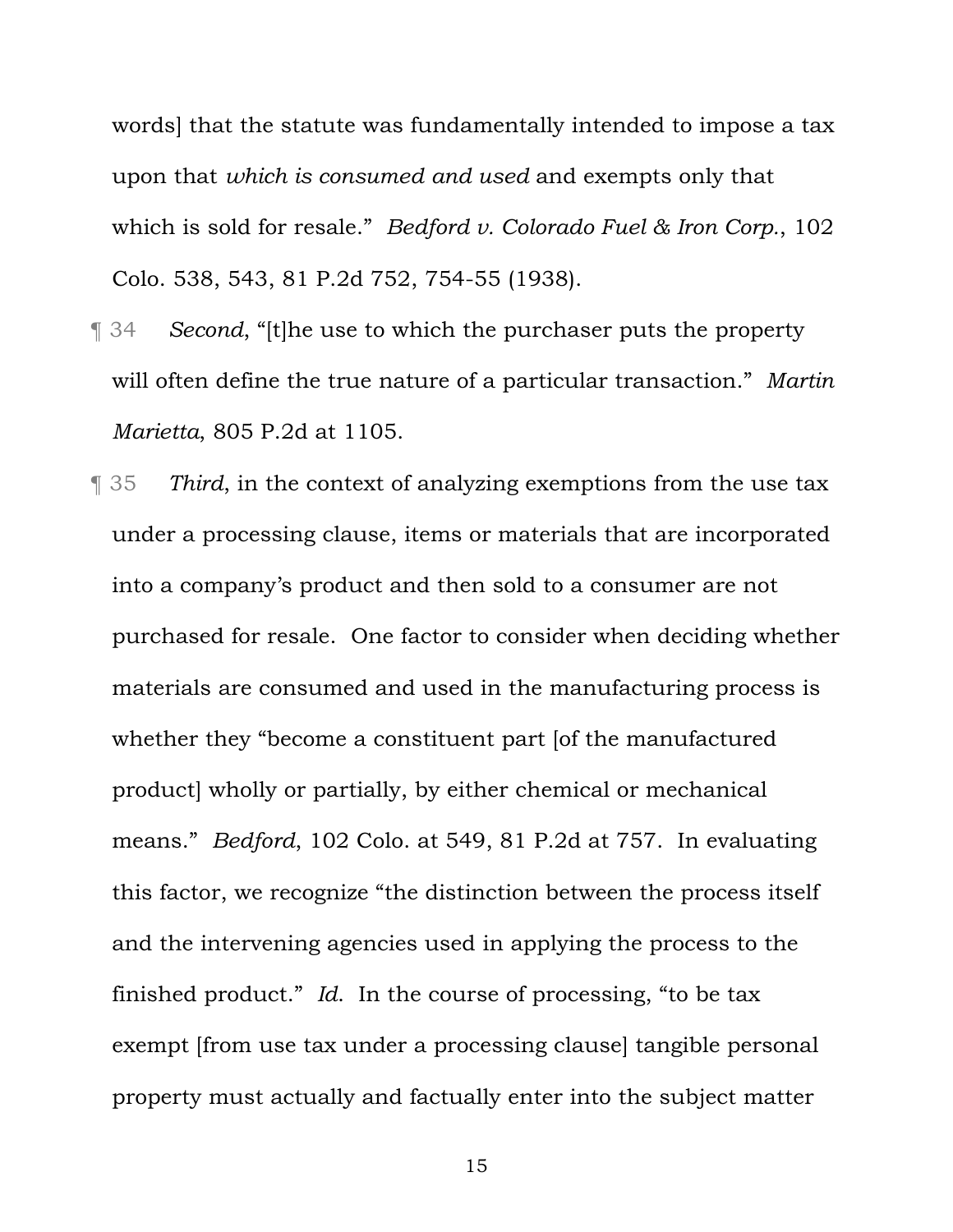words] that the statute was fundamentally intended to impose a tax upon that *which is consumed and used* and exempts only that which is sold for resale." *Bedford v. Colorado Fuel & Iron Corp.*, 102 Colo. 538, 543, 81 P.2d 752, 754-55 (1938).

¶ 34 *Second*, "[t]he use to which the purchaser puts the property will often define the true nature of a particular transaction." *Martin Marietta*, 805 P.2d at 1105.

¶ 35 *Third*, in the context of analyzing exemptions from the use tax under a processing clause, items or materials that are incorporated into a company's product and then sold to a consumer are not purchased for resale. One factor to consider when deciding whether materials are consumed and used in the manufacturing process is whether they "become a constituent part [of the manufactured product] wholly or partially, by either chemical or mechanical means." *Bedford*, 102 Colo. at 549, 81 P.2d at 757. In evaluating this factor, we recognize "the distinction between the process itself and the intervening agencies used in applying the process to the finished product." *Id.* In the course of processing, "to be tax exempt [from use tax under a processing clause] tangible personal property must actually and factually enter into the subject matter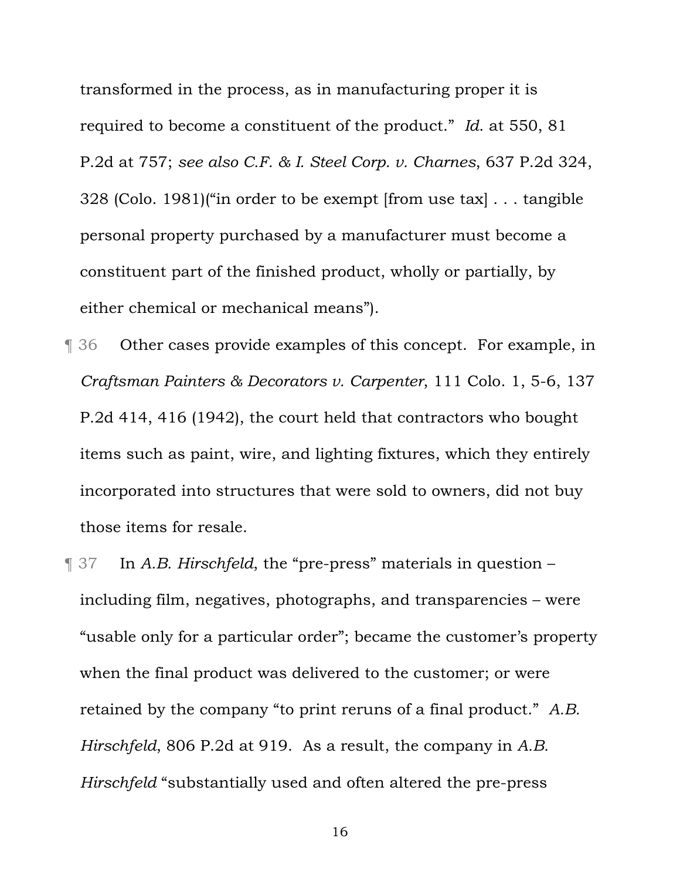transformed in the process, as in manufacturing proper it is required to become a constituent of the product." *Id.* at 550, 81 P.2d at 757; *see also C.F. & I. Steel Corp. v. Charnes*, 637 P.2d 324, 328 (Colo. 1981)("in order to be exempt [from use tax] . . . tangible personal property purchased by a manufacturer must become a constituent part of the finished product, wholly or partially, by either chemical or mechanical means").

¶ 36 Other cases provide examples of this concept. For example, in *Craftsman Painters & Decorators v. Carpenter*, 111 Colo. 1, 5-6, 137 P.2d 414, 416 (1942), the court held that contractors who bought items such as paint, wire, and lighting fixtures, which they entirely incorporated into structures that were sold to owners, did not buy those items for resale.

¶ 37 In *A.B. Hirschfeld*, the "pre-press" materials in question – including film, negatives, photographs, and transparencies – were "usable only for a particular order"; became the customer's property when the final product was delivered to the customer; or were retained by the company "to print reruns of a final product." *A.B. Hirschfeld*, 806 P.2d at 919. As a result, the company in *A.B. Hirschfeld* "substantially used and often altered the pre-press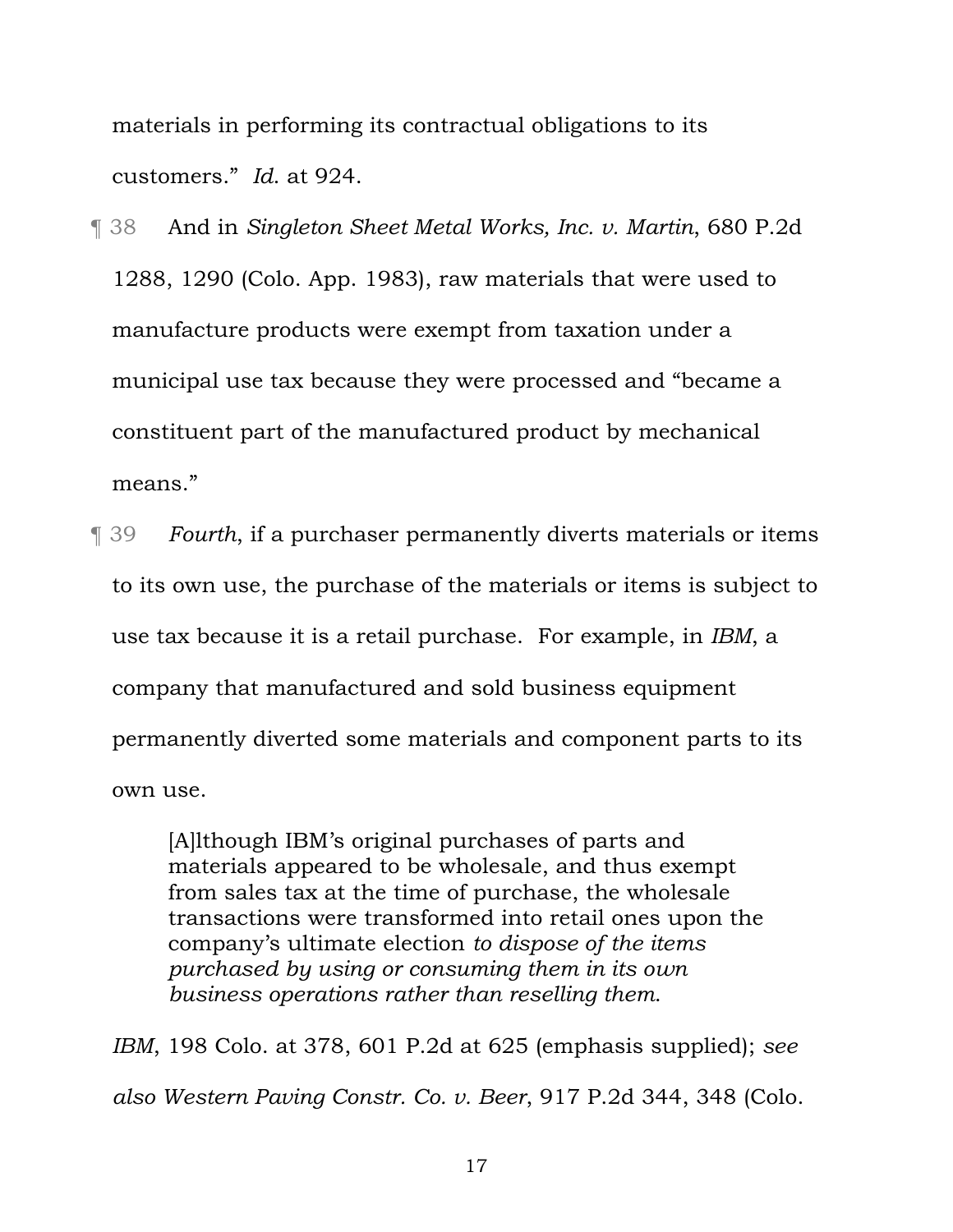materials in performing its contractual obligations to its customers." *Id.* at 924.

¶ 38 And in *Singleton Sheet Metal Works, Inc. v. Martin*, 680 P.2d 1288, 1290 (Colo. App. 1983), raw materials that were used to manufacture products were exempt from taxation under a municipal use tax because they were processed and "became a constituent part of the manufactured product by mechanical means."

¶ 39 *Fourth*, if a purchaser permanently diverts materials or items to its own use, the purchase of the materials or items is subject to use tax because it is a retail purchase. For example, in *IBM*, a company that manufactured and sold business equipment permanently diverted some materials and component parts to its own use.

> [A]lthough IBM's original purchases of parts and materials appeared to be wholesale, and thus exempt from sales tax at the time of purchase, the wholesale transactions were transformed into retail ones upon the company's ultimate election *to dispose of the items purchased by using or consuming them in its own business operations rather than reselling them*.

*IBM*, 198 Colo. at 378, 601 P.2d at 625 (emphasis supplied); *see also Western Paving Constr. Co. v. Beer*, 917 P.2d 344, 348 (Colo.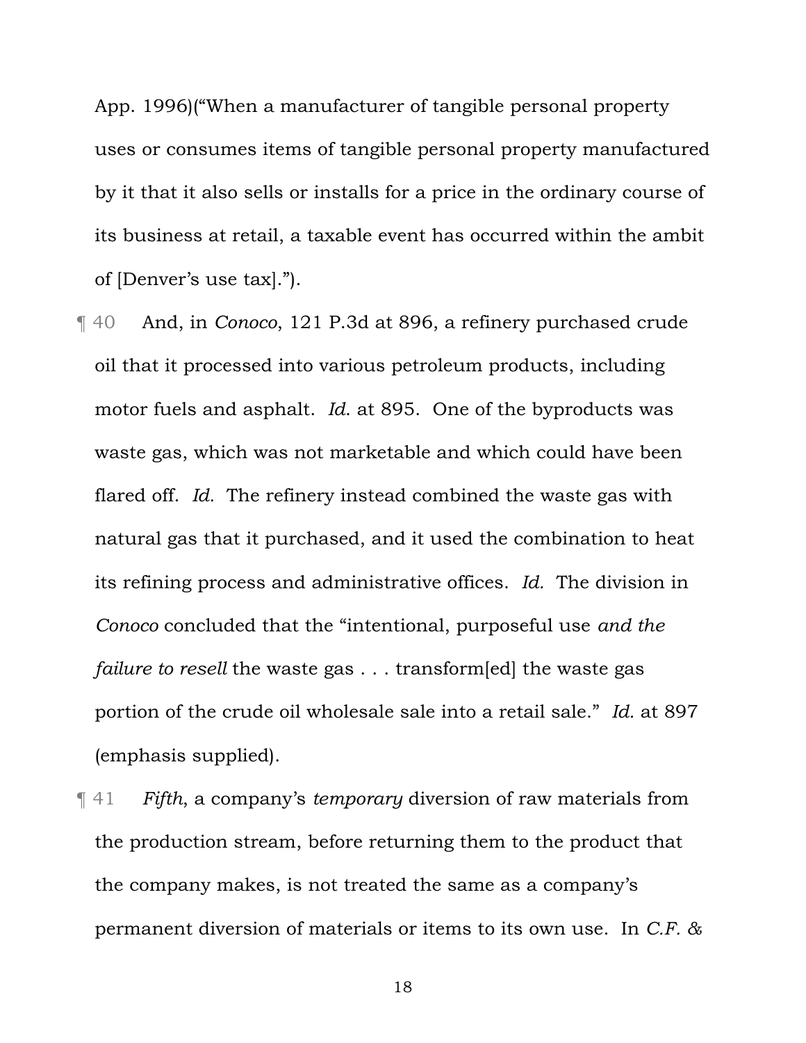App. 1996)("When a manufacturer of tangible personal property uses or consumes items of tangible personal property manufactured by it that it also sells or installs for a price in the ordinary course of its business at retail, a taxable event has occurred within the ambit of [Denver's use tax].").

¶ 40 And, in *Conoco*, 121 P.3d at 896, a refinery purchased crude oil that it processed into various petroleum products, including motor fuels and asphalt. *Id.* at 895. One of the byproducts was waste gas, which was not marketable and which could have been flared off. *Id.* The refinery instead combined the waste gas with natural gas that it purchased, and it used the combination to heat its refining process and administrative offices. *Id.* The division in *Conoco* concluded that the "intentional, purposeful use *and the failure to resell* the waste gas . . . transform[ed] the waste gas portion of the crude oil wholesale sale into a retail sale." *Id.* at 897 (emphasis supplied).

¶ 41 *Fifth*, a company's *temporary* diversion of raw materials from the production stream, before returning them to the product that the company makes, is not treated the same as a company's permanent diversion of materials or items to its own use. In *C.F. &*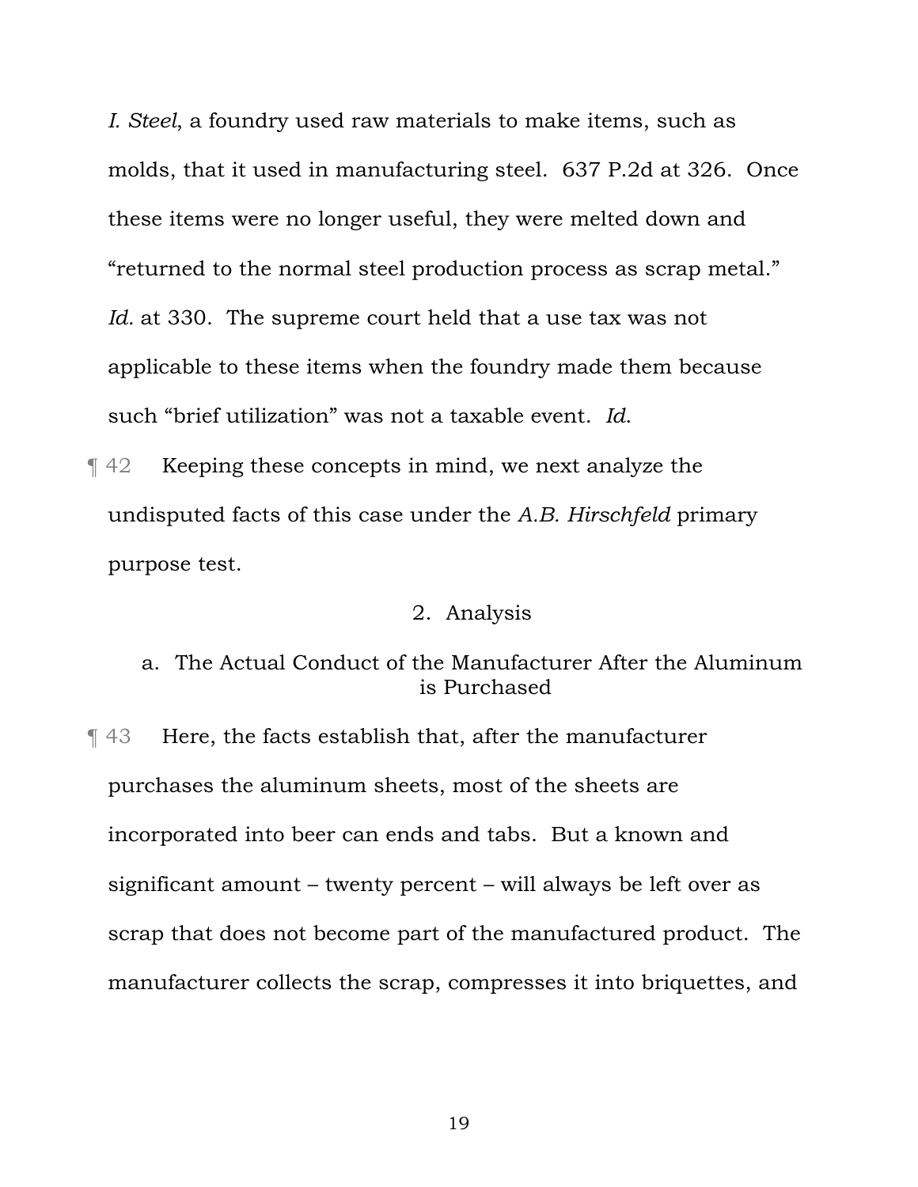*I. Steel*, a foundry used raw materials to make items, such as molds, that it used in manufacturing steel. 637 P.2d at 326. Once these items were no longer useful, they were melted down and "returned to the normal steel production process as scrap metal." *Id.* at 330. The supreme court held that a use tax was not applicable to these items when the foundry made them because such "brief utilization" was not a taxable event. *Id.*

¶ 42 Keeping these concepts in mind, we next analyze the undisputed facts of this case under the *A.B. Hirschfeld* primary purpose test.

2. Analysis

a. The Actual Conduct of the Manufacturer After the Aluminum is Purchased

¶ 43 Here, the facts establish that, after the manufacturer purchases the aluminum sheets, most of the sheets are incorporated into beer can ends and tabs. But a known and significant amount – twenty percent – will always be left over as scrap that does not become part of the manufactured product. The manufacturer collects the scrap, compresses it into briquettes, and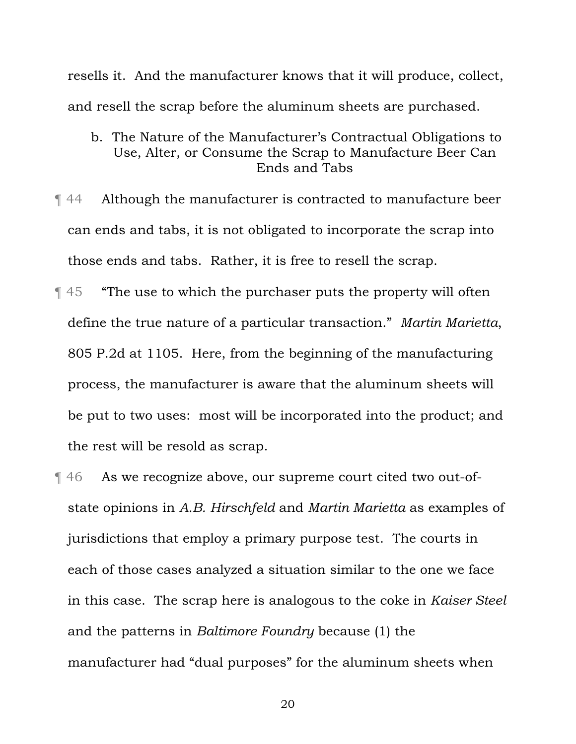resells it. And the manufacturer knows that it will produce, collect, and resell the scrap before the aluminum sheets are purchased.

### b. The Nature of the Manufacturer's Contractual Obligations to Use, Alter, or Consume the Scrap to Manufacture Beer Can Ends and Tabs

¶ 44 Although the manufacturer is contracted to manufacture beer can ends and tabs, it is not obligated to incorporate the scrap into those ends and tabs. Rather, it is free to resell the scrap.

¶ 45 "The use to which the purchaser puts the property will often define the true nature of a particular transaction." *Martin Marietta*, 805 P.2d at 1105. Here, from the beginning of the manufacturing process, the manufacturer is aware that the aluminum sheets will be put to two uses: most will be incorporated into the product; and the rest will be resold as scrap.

¶ 46 As we recognize above, our supreme court cited two out-of-state opinions in *A.B. Hirschfeld* and *Martin Marietta* as examples of jurisdictions that employ a primary purpose test. The courts in each of those cases analyzed a situation similar to the one we face in this case. The scrap here is analogous to the coke in *Kaiser Steel* and the patterns in *Baltimore Foundry* because (1) the manufacturer had "dual purposes" for the aluminum sheets when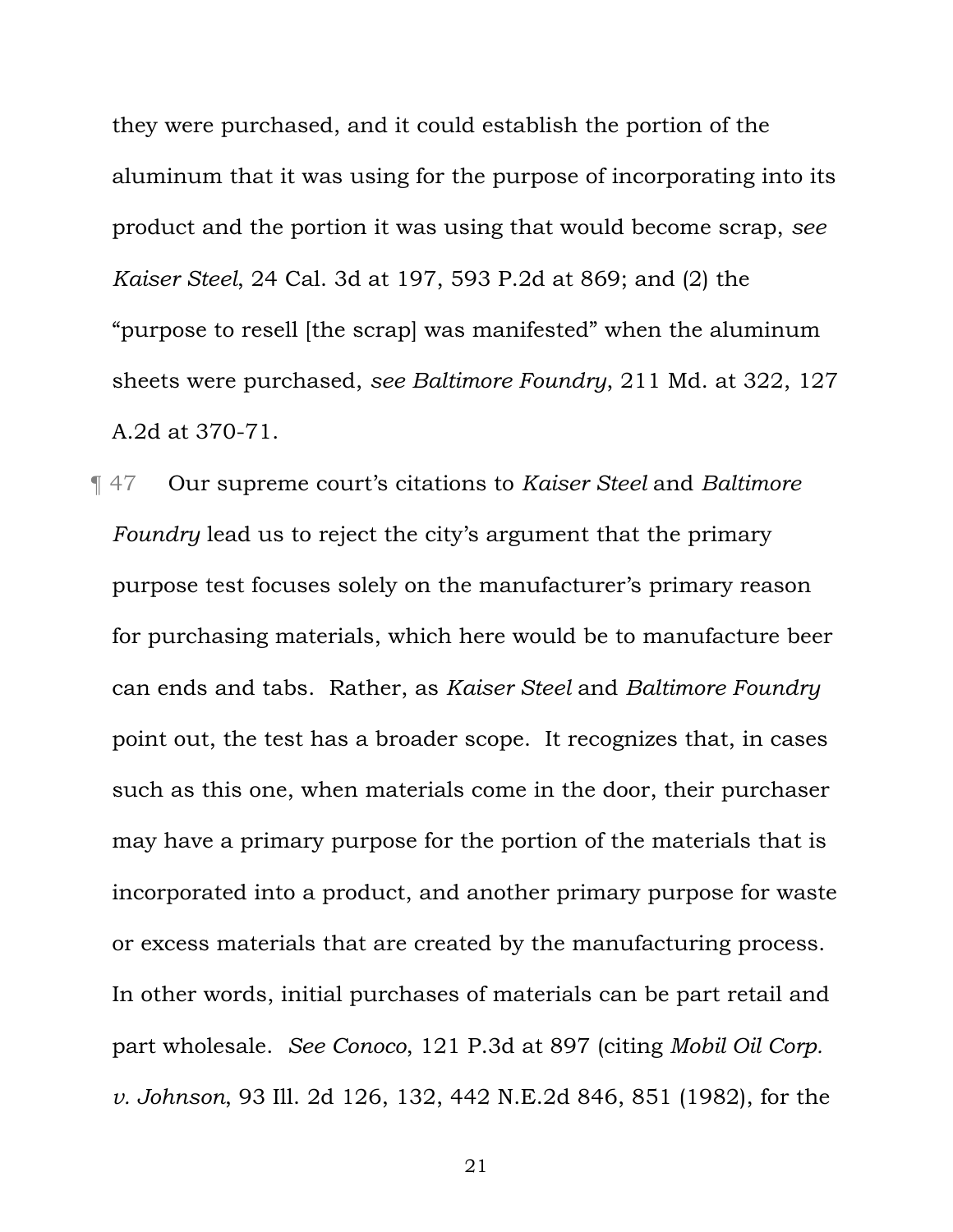they were purchased, and it could establish the portion of the aluminum that it was using for the purpose of incorporating into its product and the portion it was using that would become scrap, *see Kaiser Steel*, 24 Cal. 3d at 197, 593 P.2d at 869; and (2) the "purpose to resell [the scrap] was manifested" when the aluminum sheets were purchased, *see Baltimore Foundry*, 211 Md. at 322, 127 A.2d at 370-71.

¶ 47 Our supreme court's citations to *Kaiser Steel* and *Baltimore Foundry* lead us to reject the city's argument that the primary purpose test focuses solely on the manufacturer's primary reason for purchasing materials, which here would be to manufacture beer can ends and tabs. Rather, as *Kaiser Steel* and *Baltimore Foundry* point out, the test has a broader scope. It recognizes that, in cases such as this one, when materials come in the door, their purchaser may have a primary purpose for the portion of the materials that is incorporated into a product, and another primary purpose for waste or excess materials that are created by the manufacturing process. In other words, initial purchases of materials can be part retail and part wholesale. *See Conoco*, 121 P.3d at 897 (citing *Mobil Oil Corp. v. Johnson*, 93 Ill. 2d 126, 132, 442 N.E.2d 846, 851 (1982), for the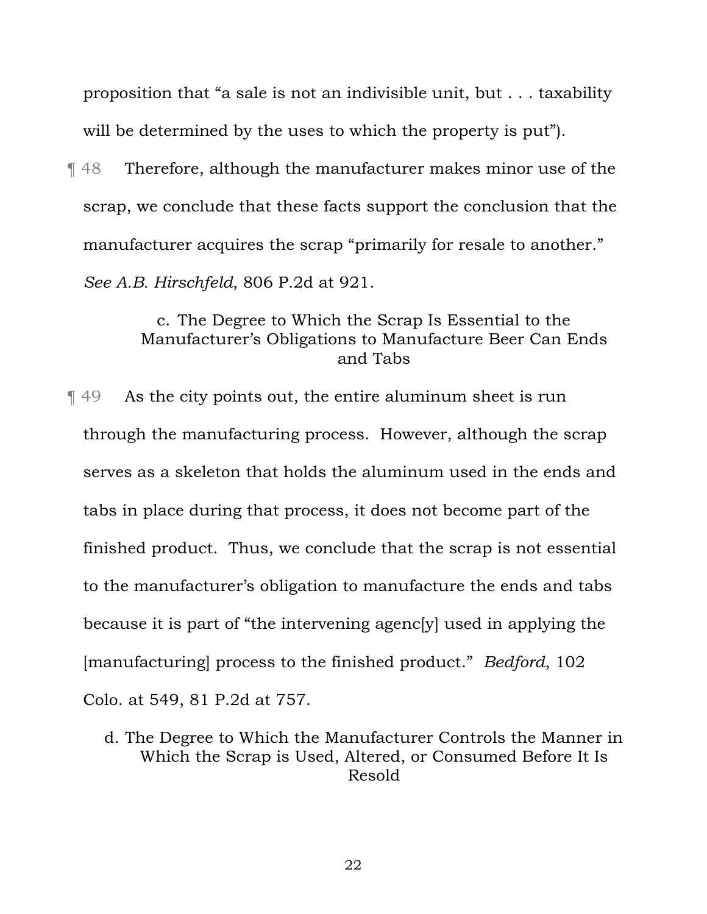proposition that "a sale is not an indivisible unit, but . . . taxability will be determined by the uses to which the property is put").

¶ 48 Therefore, although the manufacturer makes minor use of the scrap, we conclude that these facts support the conclusion that the manufacturer acquires the scrap "primarily for resale to another." *See A.B. Hirschfeld*, 806 P.2d at 921.

#### c. The Degree to Which the Scrap Is Essential to the Manufacturer's Obligations to Manufacture Beer Can Ends and Tabs

¶ 49 As the city points out, the entire aluminum sheet is run through the manufacturing process. However, although the scrap serves as a skeleton that holds the aluminum used in the ends and tabs in place during that process, it does not become part of the finished product. Thus, we conclude that the scrap is not essential to the manufacturer's obligation to manufacture the ends and tabs because it is part of "the intervening agenc[y] used in applying the [manufacturing] process to the finished product." *Bedford*, 102 Colo. at 549, 81 P.2d at 757.

#### d. The Degree to Which the Manufacturer Controls the Manner in Which the Scrap is Used, Altered, or Consumed Before It Is Resold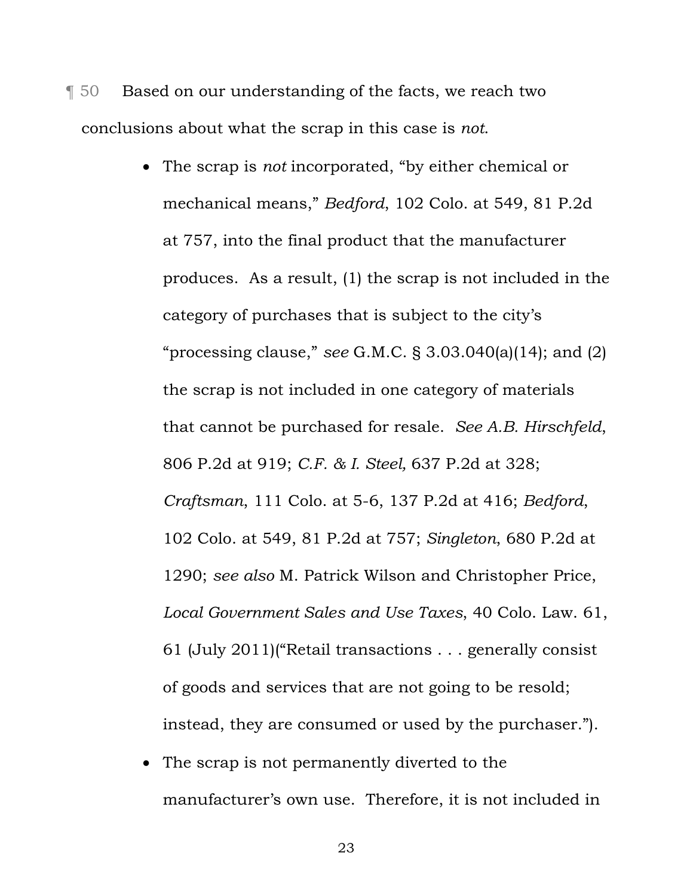¶ 50 Based on our understanding of the facts, we reach two conclusions about what the scrap in this case is *not*.

- The scrap is *not* incorporated, "by either chemical or mechanical means," *Bedford*, 102 Colo. at 549, 81 P.2d at 757, into the final product that the manufacturer produces. As a result, (1) the scrap is not included in the category of purchases that is subject to the city's "processing clause," *see* G.M.C. § 3.03.040(a)(14); and (2) the scrap is not included in one category of materials that cannot be purchased for resale. *See A.B. Hirschfeld*, 806 P.2d at 919; *C.F. & I. Steel,* 637 P.2d at 328; *Craftsman*, 111 Colo. at 5-6, 137 P.2d at 416; *Bedford*, 102 Colo. at 549, 81 P.2d at 757; *Singleton*, 680 P.2d at 1290; *see also* M. Patrick Wilson and Christopher Price, *Local Government Sales and Use Taxes*, 40 Colo. Law. 61, 61 (July 2011)("Retail transactions . . . generally consist of goods and services that are not going to be resold; instead, they are consumed or used by the purchaser.").
- The scrap is not permanently diverted to the manufacturer's own use. Therefore, it is not included in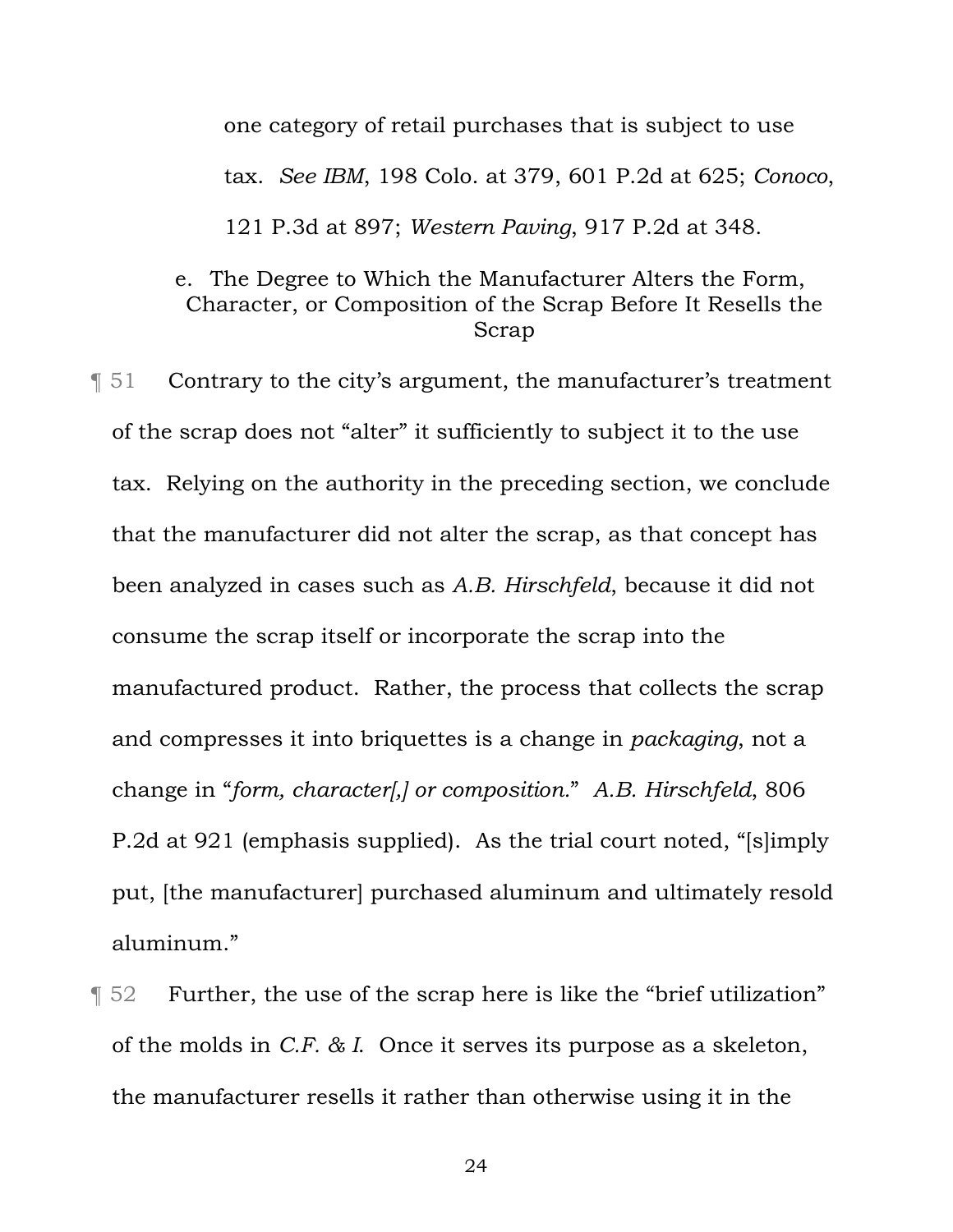one category of retail purchases that is subject to use tax. *See IBM*, 198 Colo. at 379, 601 P.2d at 625; *Conoco*, 121 P.3d at 897; *Western Paving*, 917 P.2d at 348.

#### e. The Degree to Which the Manufacturer Alters the Form, Character, or Composition of the Scrap Before It Resells the Scrap

¶ 51 Contrary to the city's argument, the manufacturer's treatment of the scrap does not "alter" it sufficiently to subject it to the use tax. Relying on the authority in the preceding section, we conclude that the manufacturer did not alter the scrap, as that concept has been analyzed in cases such as *A.B. Hirschfeld*, because it did not consume the scrap itself or incorporate the scrap into the manufactured product. Rather, the process that collects the scrap and compresses it into briquettes is a change in *packaging*, not a change in "*form, character[,] or composition.*" *A.B. Hirschfeld*, 806 P.2d at 921 (emphasis supplied). As the trial court noted, "[s]imply put, [the manufacturer] purchased aluminum and ultimately resold aluminum."

¶ 52 Further, the use of the scrap here is like the "brief utilization" of the molds in *C.F. & I.* Once it serves its purpose as a skeleton, the manufacturer resells it rather than otherwise using it in the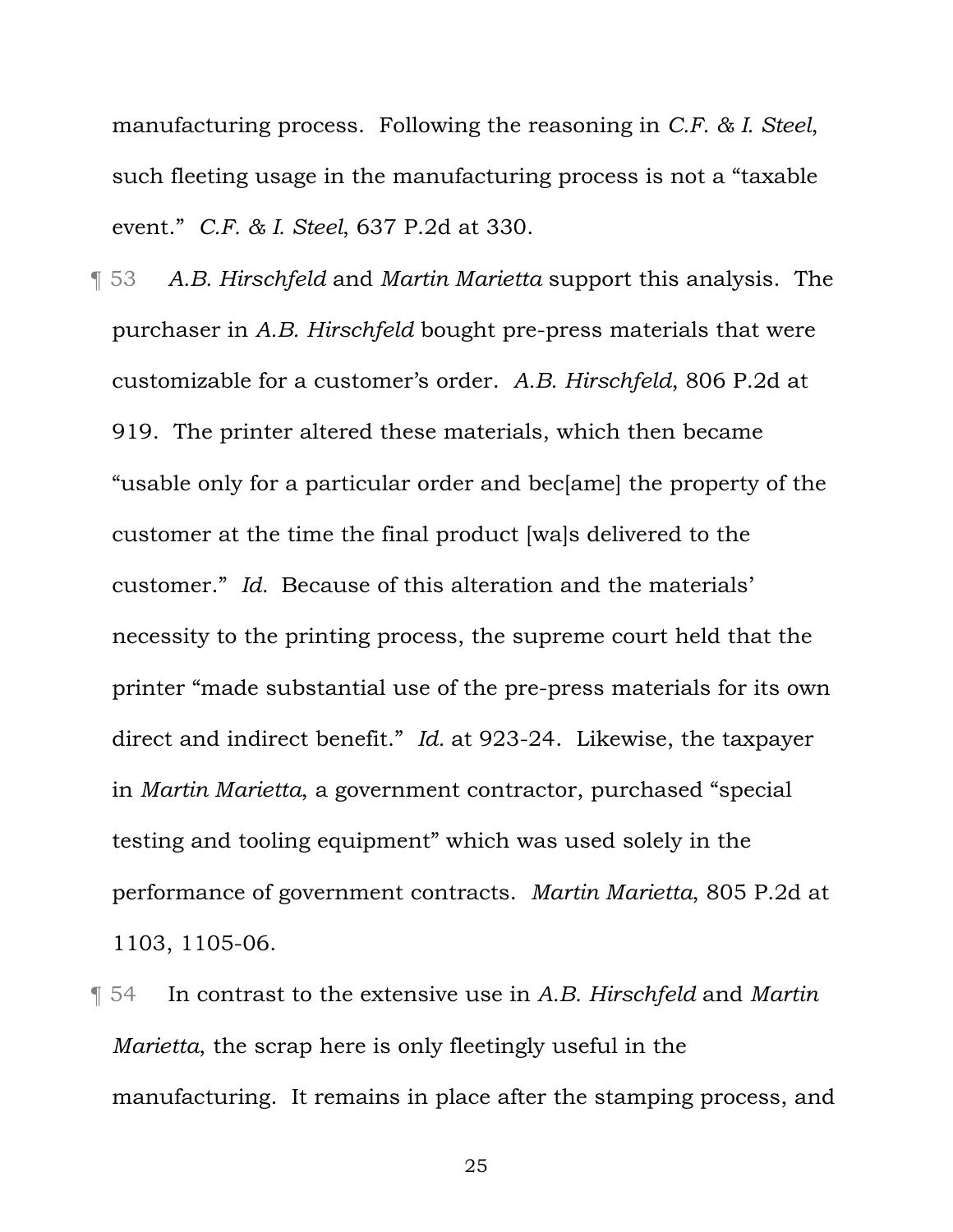manufacturing process. Following the reasoning in *C.F. & I. Steel*, such fleeting usage in the manufacturing process is not a "taxable event." *C.F. & I. Steel*, 637 P.2d at 330.

¶ 53 *A.B. Hirschfeld* and *Martin Marietta* support this analysis. The purchaser in *A.B. Hirschfeld* bought pre-press materials that were customizable for a customer's order. *A.B. Hirschfeld*, 806 P.2d at 919. The printer altered these materials, which then became "usable only for a particular order and bec[ame] the property of the customer at the time the final product [wa]s delivered to the customer." *Id.* Because of this alteration and the materials' necessity to the printing process, the supreme court held that the printer "made substantial use of the pre-press materials for its own direct and indirect benefit." *Id.* at 923-24. Likewise, the taxpayer in *Martin Marietta*, a government contractor, purchased "special testing and tooling equipment" which was used solely in the performance of government contracts. *Martin Marietta*, 805 P.2d at 1103, 1105-06.

¶ 54 In contrast to the extensive use in *A.B. Hirschfeld* and *Martin Marietta*, the scrap here is only fleetingly useful in the manufacturing. It remains in place after the stamping process, and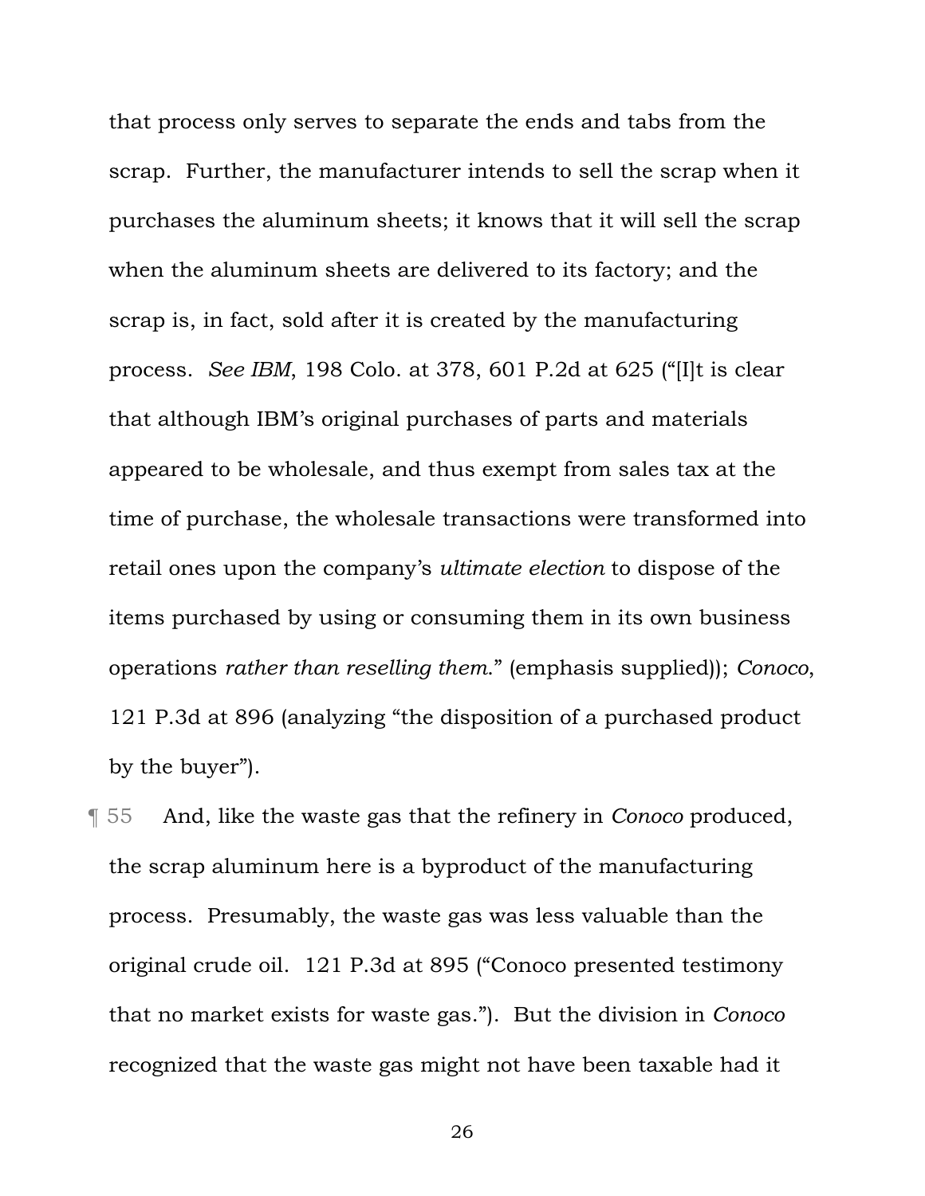that process only serves to separate the ends and tabs from the scrap. Further, the manufacturer intends to sell the scrap when it purchases the aluminum sheets; it knows that it will sell the scrap when the aluminum sheets are delivered to its factory; and the scrap is, in fact, sold after it is created by the manufacturing process. *See IBM*, 198 Colo. at 378, 601 P.2d at 625 ("[I]t is clear that although IBM's original purchases of parts and materials appeared to be wholesale, and thus exempt from sales tax at the time of purchase, the wholesale transactions were transformed into retail ones upon the company's *ultimate election* to dispose of the items purchased by using or consuming them in its own business operations *rather than reselling them*." (emphasis supplied)); *Conoco*, 121 P.3d at 896 (analyzing "the disposition of a purchased product by the buyer").

¶ 55 And, like the waste gas that the refinery in *Conoco* produced, the scrap aluminum here is a byproduct of the manufacturing process. Presumably, the waste gas was less valuable than the original crude oil. 121 P.3d at 895 ("Conoco presented testimony that no market exists for waste gas."). But the division in *Conoco* recognized that the waste gas might not have been taxable had it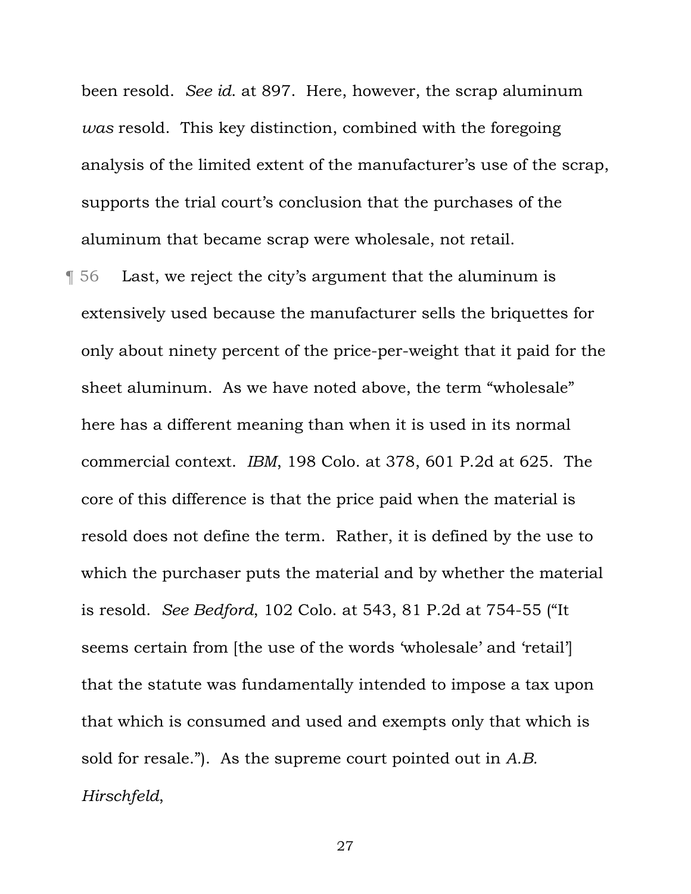been resold. *See id.* at 897. Here, however, the scrap aluminum *was* resold. This key distinction, combined with the foregoing analysis of the limited extent of the manufacturer's use of the scrap, supports the trial court's conclusion that the purchases of the aluminum that became scrap were wholesale, not retail.

¶ 56 Last, we reject the city's argument that the aluminum is extensively used because the manufacturer sells the briquettes for only about ninety percent of the price-per-weight that it paid for the sheet aluminum. As we have noted above, the term "wholesale" here has a different meaning than when it is used in its normal commercial context. *IBM*, 198 Colo. at 378, 601 P.2d at 625. The core of this difference is that the price paid when the material is resold does not define the term. Rather, it is defined by the use to which the purchaser puts the material and by whether the material is resold. *See Bedford*, 102 Colo. at 543, 81 P.2d at 754-55 ("It seems certain from [the use of the words 'wholesale' and 'retail'] that the statute was fundamentally intended to impose a tax upon that which is consumed and used and exempts only that which is sold for resale."). As the supreme court pointed out in *A.B. Hirschfeld*,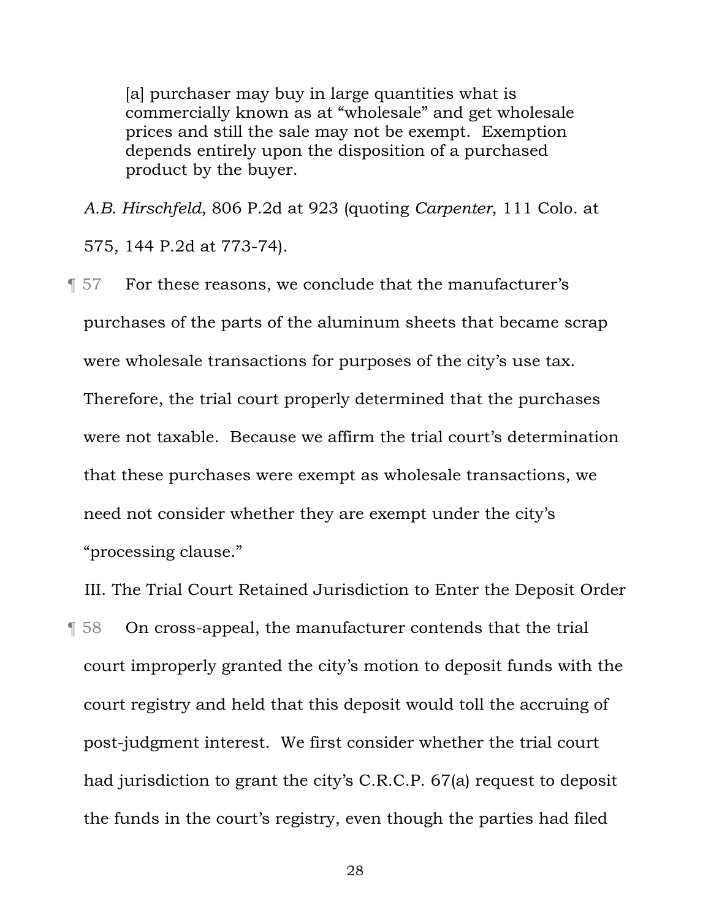> [a] purchaser may buy in large quantities what is commercially known as at "wholesale" and get wholesale prices and still the sale may not be exempt. Exemption depends entirely upon the disposition of a purchased product by the buyer.

*A.B. Hirschfeld*, 806 P.2d at 923 (quoting *Carpenter*, 111 Colo. at 575, 144 P.2d at 773-74).

¶ 57 For these reasons, we conclude that the manufacturer's purchases of the parts of the aluminum sheets that became scrap were wholesale transactions for purposes of the city's use tax. Therefore, the trial court properly determined that the purchases were not taxable. Because we affirm the trial court's determination that these purchases were exempt as wholesale transactions, we need not consider whether they are exempt under the city's "processing clause."

## III. The Trial Court Retained Jurisdiction to Enter the Deposit Order

¶ 58 On cross-appeal, the manufacturer contends that the trial court improperly granted the city's motion to deposit funds with the court registry and held that this deposit would toll the accruing of post-judgment interest. We first consider whether the trial court had jurisdiction to grant the city's C.R.C.P. 67(a) request to deposit the funds in the court's registry, even though the parties had filed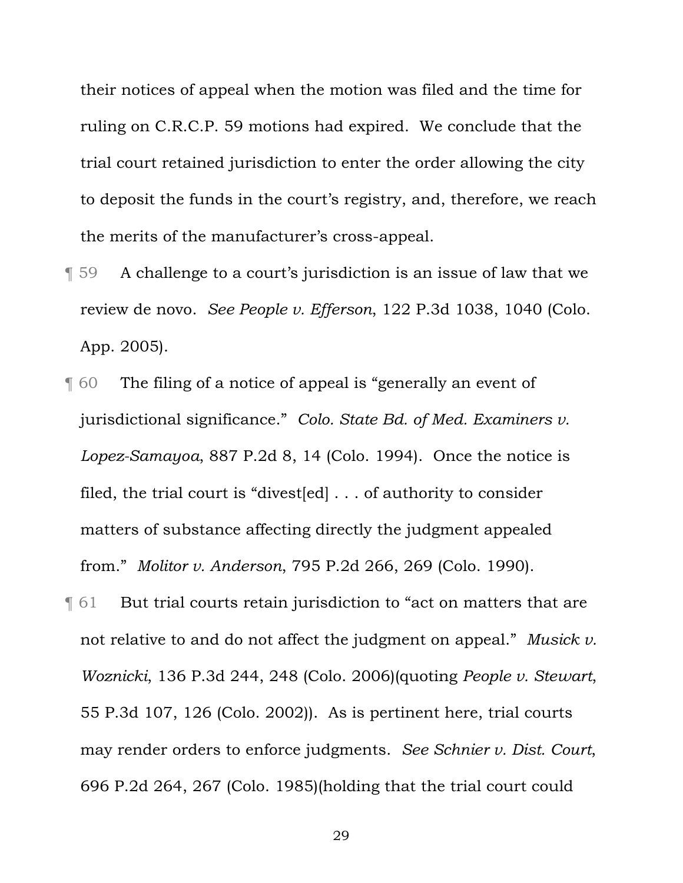their notices of appeal when the motion was filed and the time for ruling on C.R.C.P. 59 motions had expired. We conclude that the trial court retained jurisdiction to enter the order allowing the city to deposit the funds in the court's registry, and, therefore, we reach the merits of the manufacturer's cross-appeal.

¶ 59 A challenge to a court's jurisdiction is an issue of law that we review de novo. *See People v. Efferson*, 122 P.3d 1038, 1040 (Colo. App. 2005).

¶ 60 The filing of a notice of appeal is "generally an event of jurisdictional significance." *Colo. State Bd. of Med. Examiners v. Lopez-Samayoa*, 887 P.2d 8, 14 (Colo. 1994). Once the notice is filed, the trial court is "divest[ed] . . . of authority to consider matters of substance affecting directly the judgment appealed from." *Molitor v. Anderson*, 795 P.2d 266, 269 (Colo. 1990).

¶ 61 But trial courts retain jurisdiction to "act on matters that are not relative to and do not affect the judgment on appeal." *Musick v. Woznicki*, 136 P.3d 244, 248 (Colo. 2006)(quoting *People v. Stewart*, 55 P.3d 107, 126 (Colo. 2002)). As is pertinent here, trial courts may render orders to enforce judgments. *See Schnier v. Dist. Court*, 696 P.2d 264, 267 (Colo. 1985)(holding that the trial court could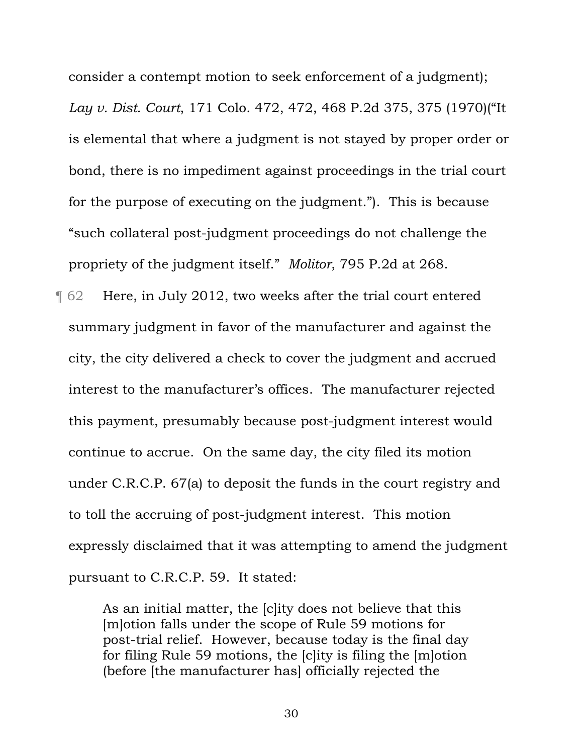consider a contempt motion to seek enforcement of a judgment); *Lay v. Dist. Court*, 171 Colo. 472, 472, 468 P.2d 375, 375 (1970)("It is elemental that where a judgment is not stayed by proper order or bond, there is no impediment against proceedings in the trial court for the purpose of executing on the judgment."). This is because "such collateral post-judgment proceedings do not challenge the propriety of the judgment itself." *Molitor*, 795 P.2d at 268.

¶ 62 Here, in July 2012, two weeks after the trial court entered summary judgment in favor of the manufacturer and against the city, the city delivered a check to cover the judgment and accrued interest to the manufacturer's offices. The manufacturer rejected this payment, presumably because post-judgment interest would continue to accrue. On the same day, the city filed its motion under C.R.C.P. 67(a) to deposit the funds in the court registry and to toll the accruing of post-judgment interest. This motion expressly disclaimed that it was attempting to amend the judgment pursuant to C.R.C.P. 59. It stated:

> As an initial matter, the [c]ity does not believe that this [m]otion falls under the scope of Rule 59 motions for post-trial relief. However, because today is the final day for filing Rule 59 motions, the [c]ity is filing the [m]otion (before [the manufacturer has] officially rejected the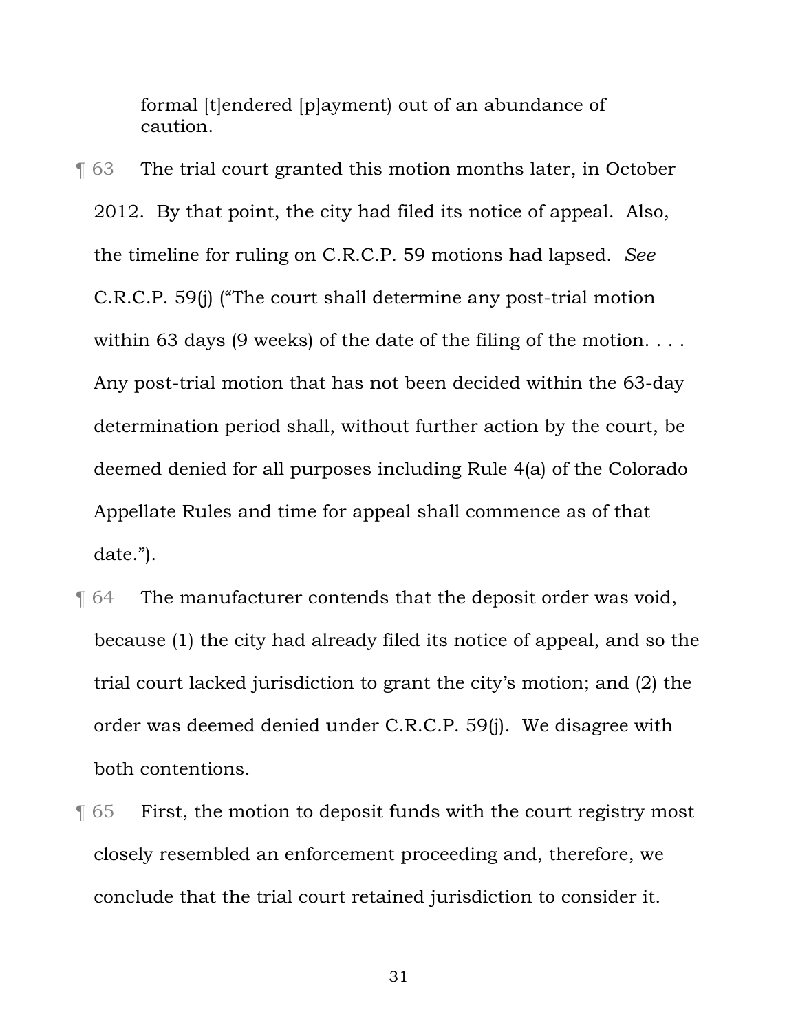formal [t]endered [p]ayment) out of an abundance of caution.

¶ 63 The trial court granted this motion months later, in October 2012. By that point, the city had filed its notice of appeal. Also, the timeline for ruling on C.R.C.P. 59 motions had lapsed. *See* C.R.C.P. 59(j) ("The court shall determine any post-trial motion within 63 days (9 weeks) of the date of the filing of the motion. . . . Any post-trial motion that has not been decided within the 63-day determination period shall, without further action by the court, be deemed denied for all purposes including Rule 4(a) of the Colorado Appellate Rules and time for appeal shall commence as of that date.").

¶ 64 The manufacturer contends that the deposit order was void, because (1) the city had already filed its notice of appeal, and so the trial court lacked jurisdiction to grant the city's motion; and (2) the order was deemed denied under C.R.C.P. 59(j). We disagree with both contentions.

¶ 65 First, the motion to deposit funds with the court registry most closely resembled an enforcement proceeding and, therefore, we conclude that the trial court retained jurisdiction to consider it.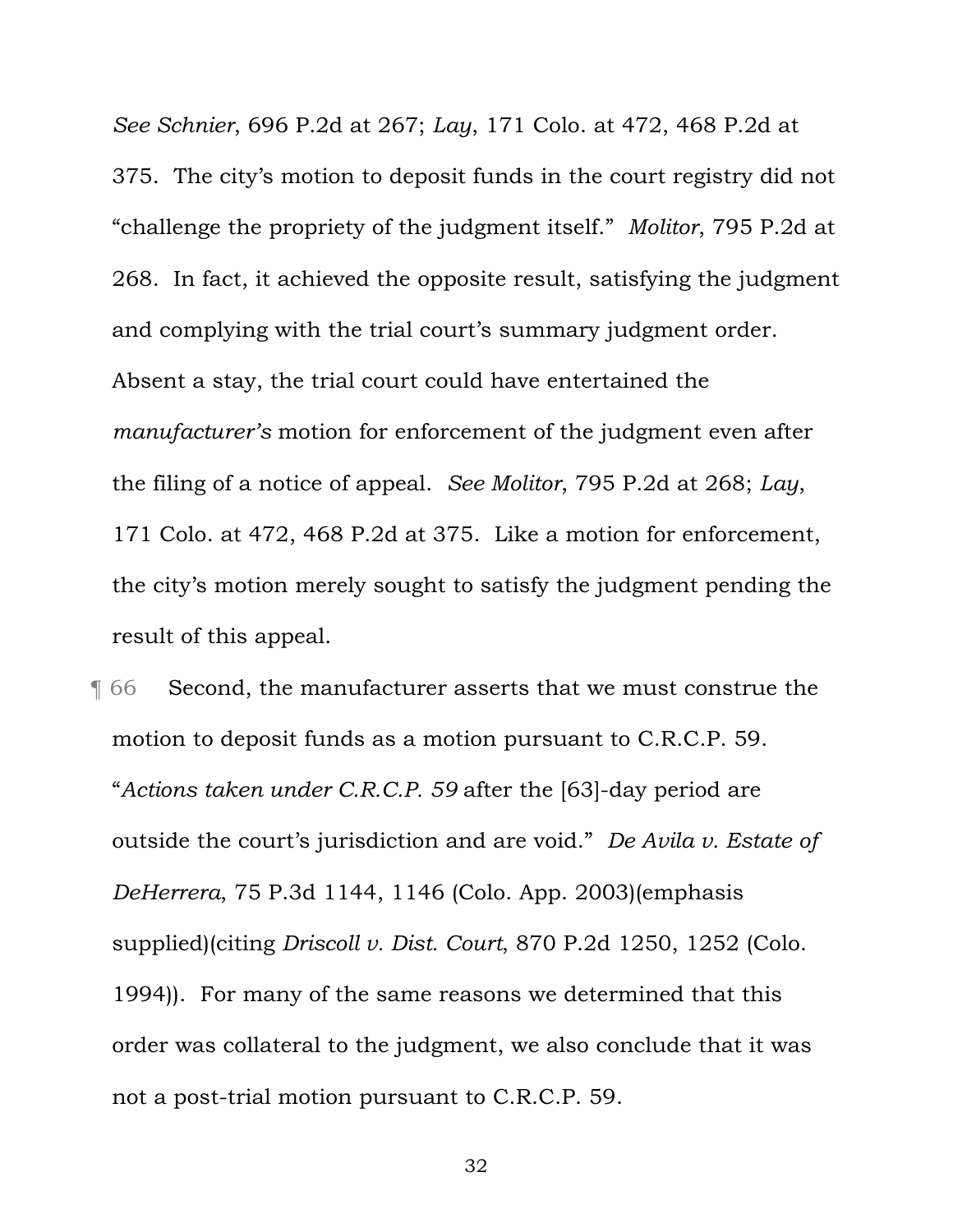*See Schnier*, 696 P.2d at 267; *Lay*, 171 Colo. at 472, 468 P.2d at 375. The city's motion to deposit funds in the court registry did not "challenge the propriety of the judgment itself." *Molitor*, 795 P.2d at 268. In fact, it achieved the opposite result, satisfying the judgment and complying with the trial court's summary judgment order. Absent a stay, the trial court could have entertained the *manufacturer's* motion for enforcement of the judgment even after the filing of a notice of appeal. *See Molitor*, 795 P.2d at 268; *Lay*, 171 Colo. at 472, 468 P.2d at 375. Like a motion for enforcement, the city's motion merely sought to satisfy the judgment pending the result of this appeal.

¶ 66 Second, the manufacturer asserts that we must construe the motion to deposit funds as a motion pursuant to C.R.C.P. 59. "*Actions taken under C.R.C.P. 59* after the [63]-day period are outside the court's jurisdiction and are void." *De Avila v. Estate of DeHerrera*, 75 P.3d 1144, 1146 (Colo. App. 2003)(emphasis supplied)(citing *Driscoll v. Dist. Court*, 870 P.2d 1250, 1252 (Colo. 1994)). For many of the same reasons we determined that this order was collateral to the judgment, we also conclude that it was not a post-trial motion pursuant to C.R.C.P. 59.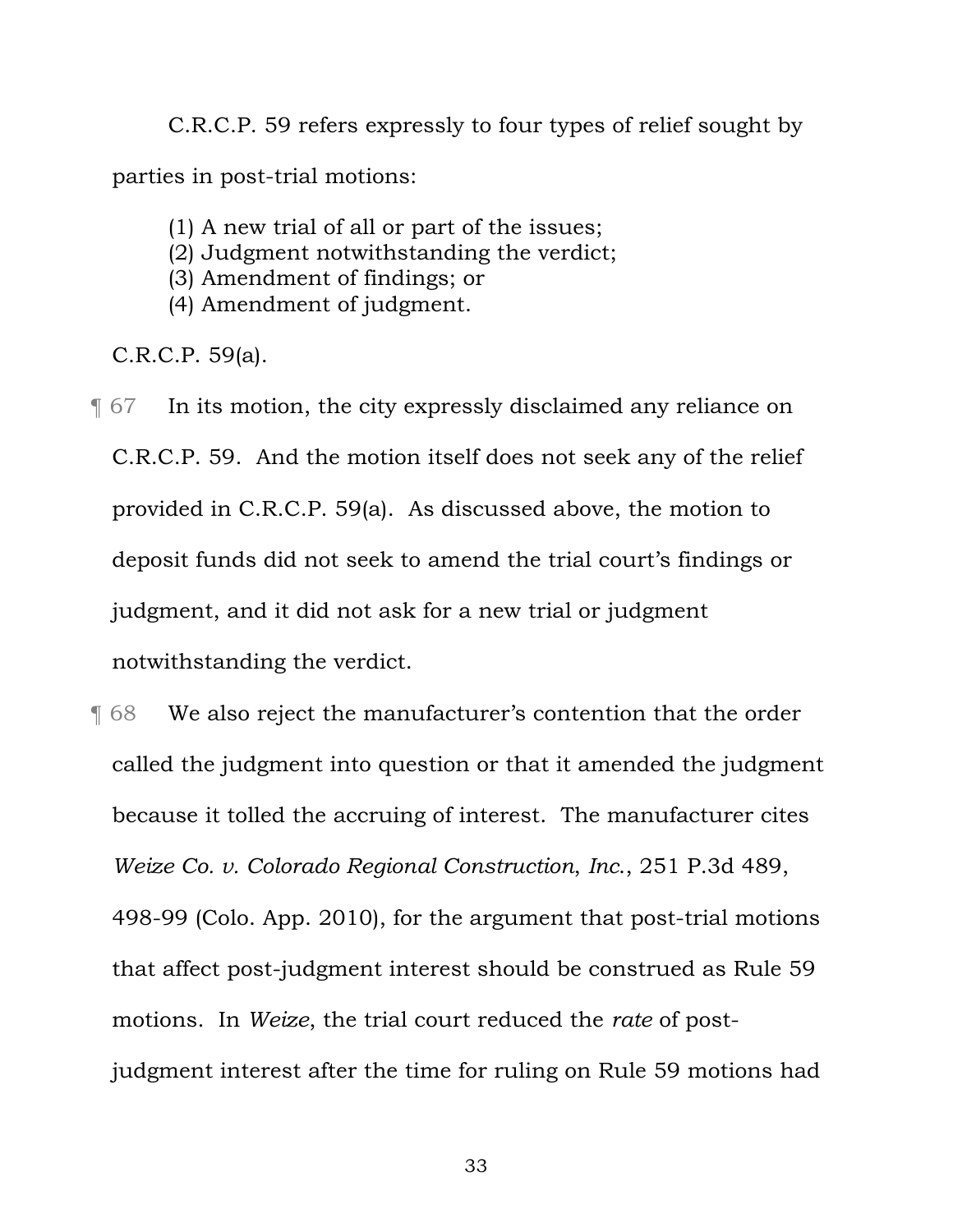C.R.C.P. 59 refers expressly to four types of relief sought by parties in post-trial motions:

> (1) A new trial of all or part of the issues;
> (2) Judgment notwithstanding the verdict;
> (3) Amendment of findings; or
> (4) Amendment of judgment.

C.R.C.P. 59(a).

¶ 67 In its motion, the city expressly disclaimed any reliance on C.R.C.P. 59. And the motion itself does not seek any of the relief provided in C.R.C.P. 59(a). As discussed above, the motion to deposit funds did not seek to amend the trial court's findings or judgment, and it did not ask for a new trial or judgment notwithstanding the verdict.

¶ 68 We also reject the manufacturer's contention that the order called the judgment into question or that it amended the judgment because it tolled the accruing of interest. The manufacturer cites *Weize Co. v. Colorado Regional Construction, Inc.*, 251 P.3d 489, 498-99 (Colo. App. 2010), for the argument that post-trial motions that affect post-judgment interest should be construed as Rule 59 motions. In *Weize*, the trial court reduced the *rate* of post-judgment interest after the time for ruling on Rule 59 motions had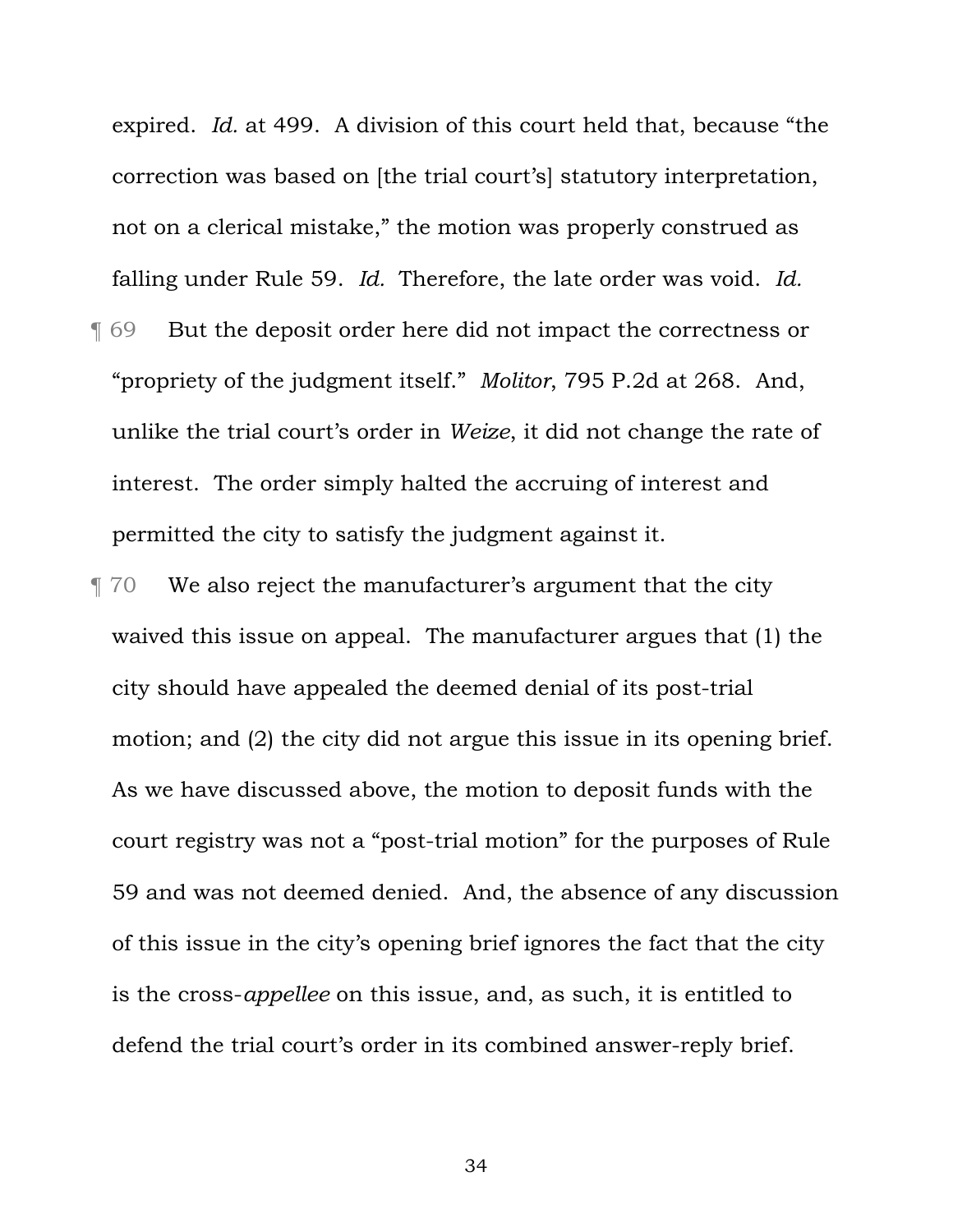expired. *Id.* at 499. A division of this court held that, because "the correction was based on [the trial court's] statutory interpretation, not on a clerical mistake," the motion was properly construed as falling under Rule 59. *Id.* Therefore, the late order was void. *Id.*

¶ 69 But the deposit order here did not impact the correctness or "propriety of the judgment itself." *Molitor*, 795 P.2d at 268. And, unlike the trial court's order in *Weize*, it did not change the rate of interest. The order simply halted the accruing of interest and permitted the city to satisfy the judgment against it.

¶ 70 We also reject the manufacturer's argument that the city waived this issue on appeal. The manufacturer argues that (1) the city should have appealed the deemed denial of its post-trial motion; and (2) the city did not argue this issue in its opening brief. As we have discussed above, the motion to deposit funds with the court registry was not a "post-trial motion" for the purposes of Rule 59 and was not deemed denied. And, the absence of any discussion of this issue in the city's opening brief ignores the fact that the city is the cross-*appellee* on this issue, and, as such, it is entitled to defend the trial court's order in its combined answer-reply brief.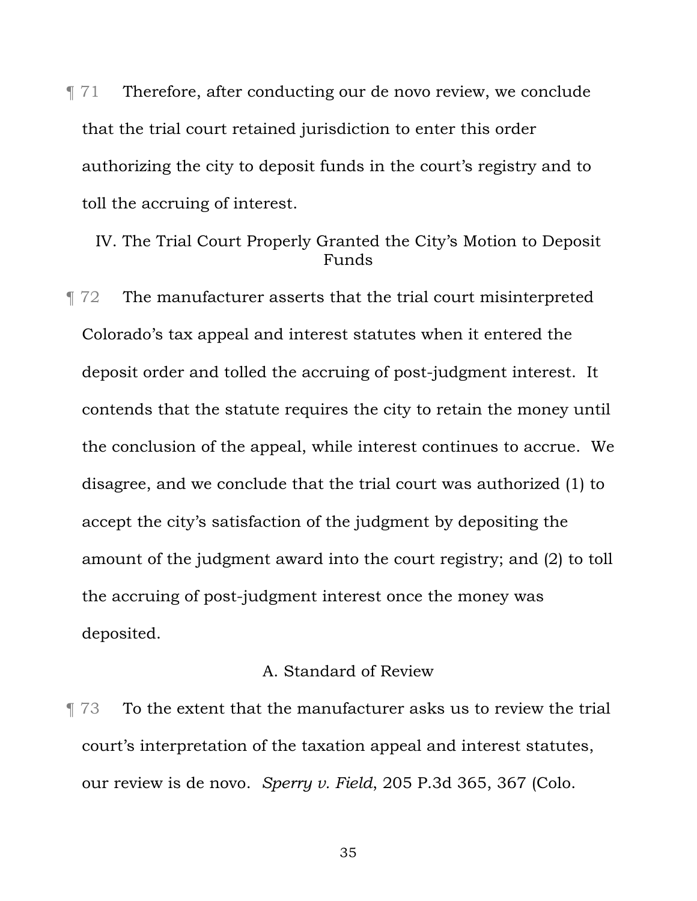¶ 71 Therefore, after conducting our de novo review, we conclude that the trial court retained jurisdiction to enter this order authorizing the city to deposit funds in the court's registry and to toll the accruing of interest.

## IV. The Trial Court Properly Granted the City's Motion to Deposit Funds

¶ 72 The manufacturer asserts that the trial court misinterpreted Colorado's tax appeal and interest statutes when it entered the deposit order and tolled the accruing of post-judgment interest. It contends that the statute requires the city to retain the money until the conclusion of the appeal, while interest continues to accrue. We disagree, and we conclude that the trial court was authorized (1) to accept the city's satisfaction of the judgment by depositing the amount of the judgment award into the court registry; and (2) to toll the accruing of post-judgment interest once the money was deposited.

### A. Standard of Review

¶ 73 To the extent that the manufacturer asks us to review the trial court's interpretation of the taxation appeal and interest statutes, our review is de novo. *Sperry v. Field*, 205 P.3d 365, 367 (Colo.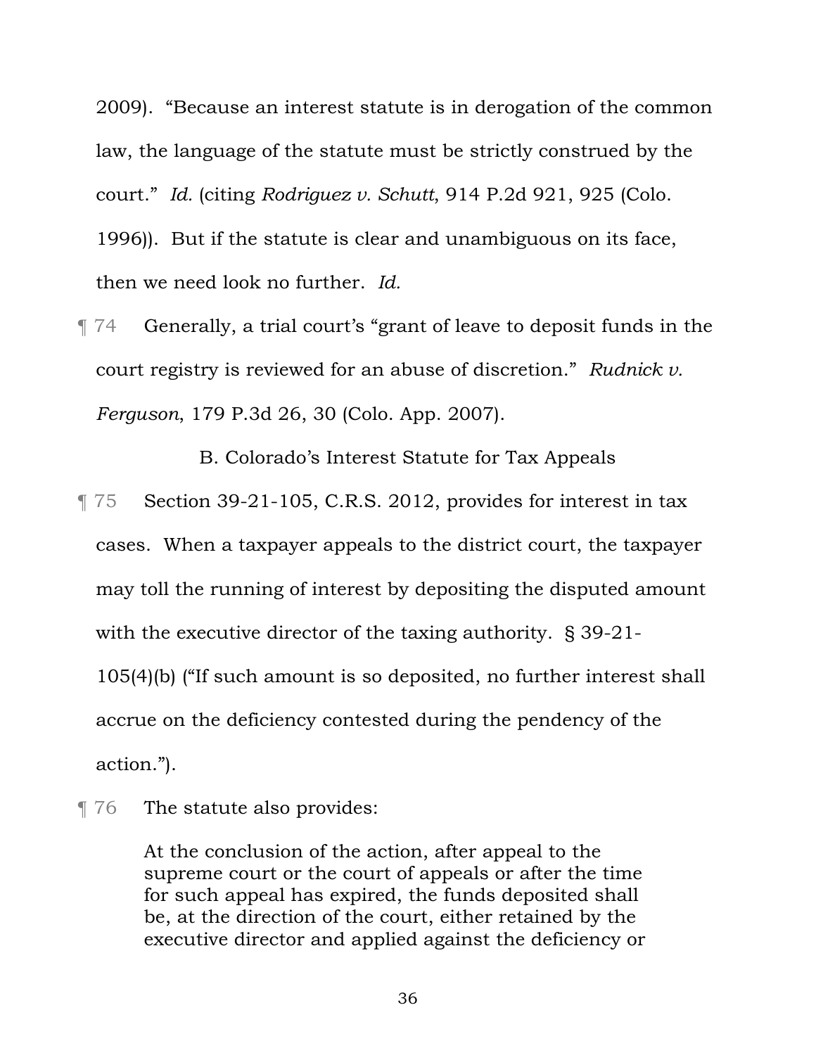2009). "Because an interest statute is in derogation of the common law, the language of the statute must be strictly construed by the court." *Id.* (citing *Rodriguez v. Schutt*, 914 P.2d 921, 925 (Colo. 1996)). But if the statute is clear and unambiguous on its face, then we need look no further. *Id.*

¶ 74 Generally, a trial court's "grant of leave to deposit funds in the court registry is reviewed for an abuse of discretion." *Rudnick v. Ferguson*, 179 P.3d 26, 30 (Colo. App. 2007).

### B. Colorado's Interest Statute for Tax Appeals

¶ 75 Section 39-21-105, C.R.S. 2012, provides for interest in tax cases. When a taxpayer appeals to the district court, the taxpayer may toll the running of interest by depositing the disputed amount with the executive director of the taxing authority. § 39-21-105(4)(b) ("If such amount is so deposited, no further interest shall accrue on the deficiency contested during the pendency of the action.").

¶ 76 The statute also provides:

> At the conclusion of the action, after appeal to the supreme court or the court of appeals or after the time for such appeal has expired, the funds deposited shall be, at the direction of the court, either retained by the executive director and applied against the deficiency or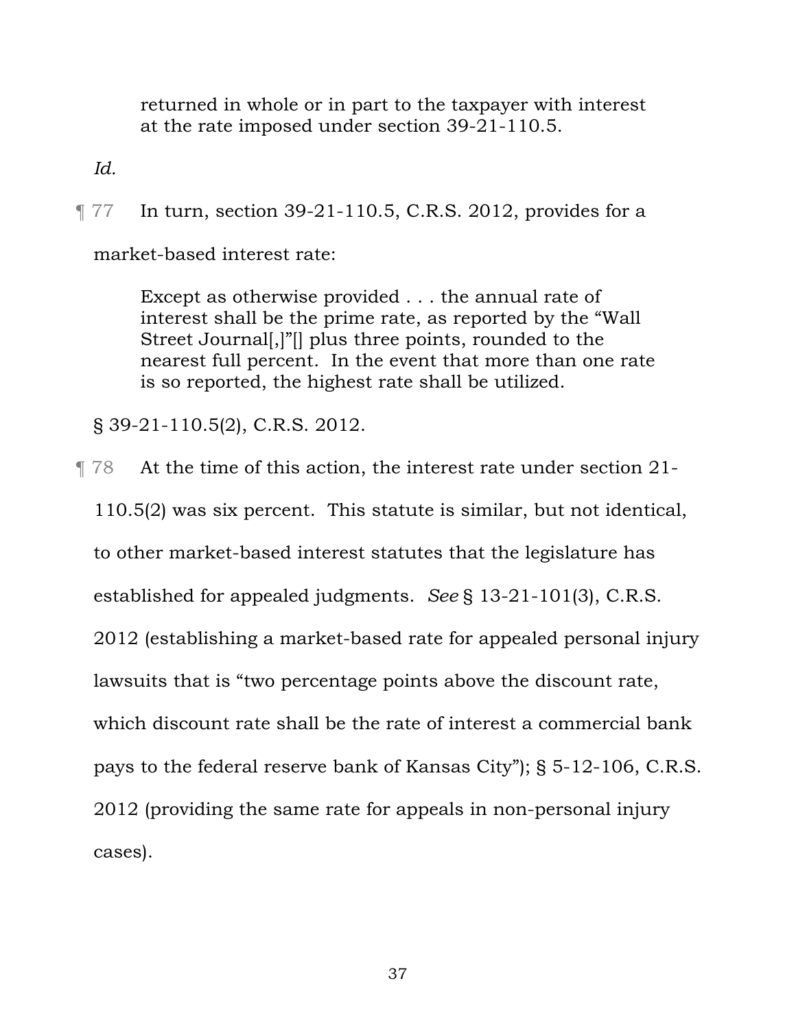> returned in whole or in part to the taxpayer with interest at the rate imposed under section 39-21-110.5.

*Id.*

¶ 77 In turn, section 39-21-110.5, C.R.S. 2012, provides for a market-based interest rate:

> Except as otherwise provided . . . the annual rate of interest shall be the prime rate, as reported by the "Wall Street Journal[,]"[] plus three points, rounded to the nearest full percent. In the event that more than one rate is so reported, the highest rate shall be utilized.

§ 39-21-110.5(2), C.R.S. 2012.

¶ 78 At the time of this action, the interest rate under section 21-110.5(2) was six percent. This statute is similar, but not identical, to other market-based interest statutes that the legislature has established for appealed judgments. *See* § 13-21-101(3), C.R.S. 2012 (establishing a market-based rate for appealed personal injury lawsuits that is "two percentage points above the discount rate, which discount rate shall be the rate of interest a commercial bank pays to the federal reserve bank of Kansas City"); § 5-12-106, C.R.S. 2012 (providing the same rate for appeals in non-personal injury cases).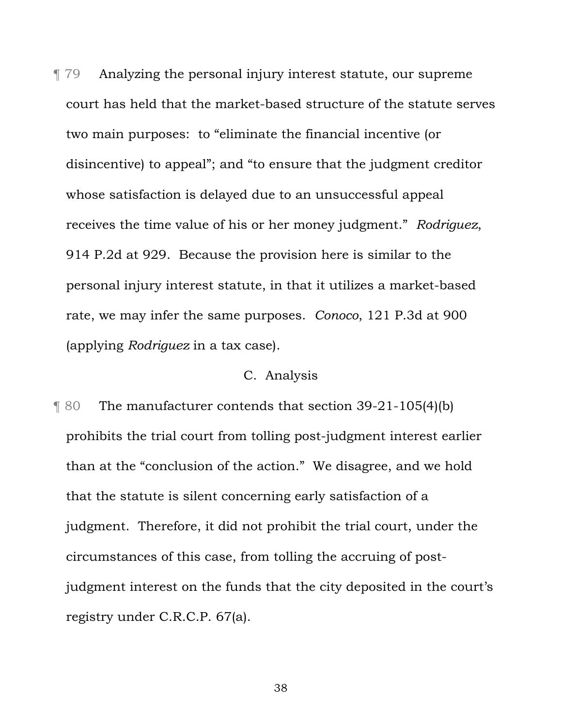¶ 79 Analyzing the personal injury interest statute, our supreme court has held that the market-based structure of the statute serves two main purposes: to "eliminate the financial incentive (or disincentive) to appeal"; and "to ensure that the judgment creditor whose satisfaction is delayed due to an unsuccessful appeal receives the time value of his or her money judgment." *Rodriguez*, 914 P.2d at 929. Because the provision here is similar to the personal injury interest statute, in that it utilizes a market-based rate, we may infer the same purposes. *Conoco*, 121 P.3d at 900 (applying *Rodriguez* in a tax case).

### C. Analysis

¶ 80 The manufacturer contends that section 39-21-105(4)(b) prohibits the trial court from tolling post-judgment interest earlier than at the "conclusion of the action." We disagree, and we hold that the statute is silent concerning early satisfaction of a judgment. Therefore, it did not prohibit the trial court, under the circumstances of this case, from tolling the accruing of post-judgment interest on the funds that the city deposited in the court's registry under C.R.C.P. 67(a).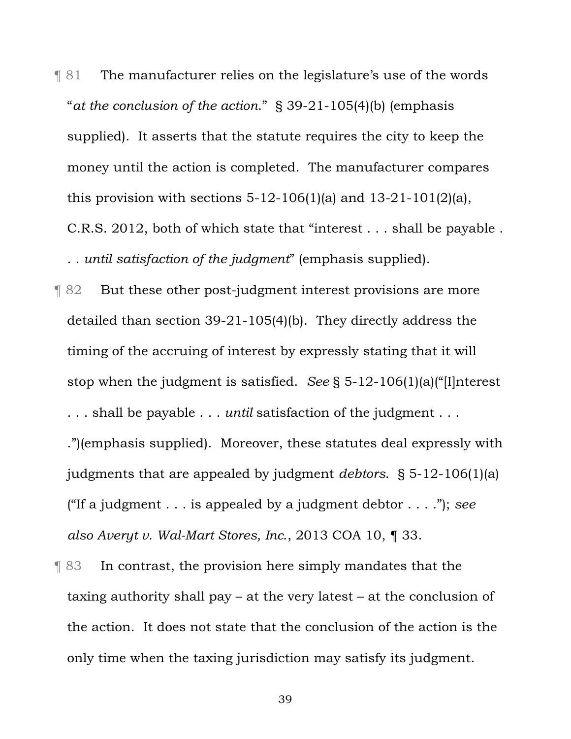¶ 81 The manufacturer relies on the legislature's use of the words "*at the conclusion of the action*." § 39-21-105(4)(b) (emphasis supplied). It asserts that the statute requires the city to keep the money until the action is completed. The manufacturer compares this provision with sections 5-12-106(1)(a) and 13-21-101(2)(a), C.R.S. 2012, both of which state that "interest . . . shall be payable . . . *until satisfaction of the judgment*" (emphasis supplied).

¶ 82 But these other post-judgment interest provisions are more detailed than section 39-21-105(4)(b). They directly address the timing of the accruing of interest by expressly stating that it will stop when the judgment is satisfied. *See* § 5-12-106(1)(a)("[I]nterest . . . shall be payable . . . *until* satisfaction of the judgment . . . .")(emphasis supplied). Moreover, these statutes deal expressly with judgments that are appealed by judgment *debtors*. § 5-12-106(1)(a) ("If a judgment . . . is appealed by a judgment debtor . . . ."); *see also Averyt v. Wal-Mart Stores, Inc.*, 2013 COA 10, ¶ 33.

¶ 83 In contrast, the provision here simply mandates that the taxing authority shall pay – at the very latest – at the conclusion of the action. It does not state that the conclusion of the action is the only time when the taxing jurisdiction may satisfy its judgment.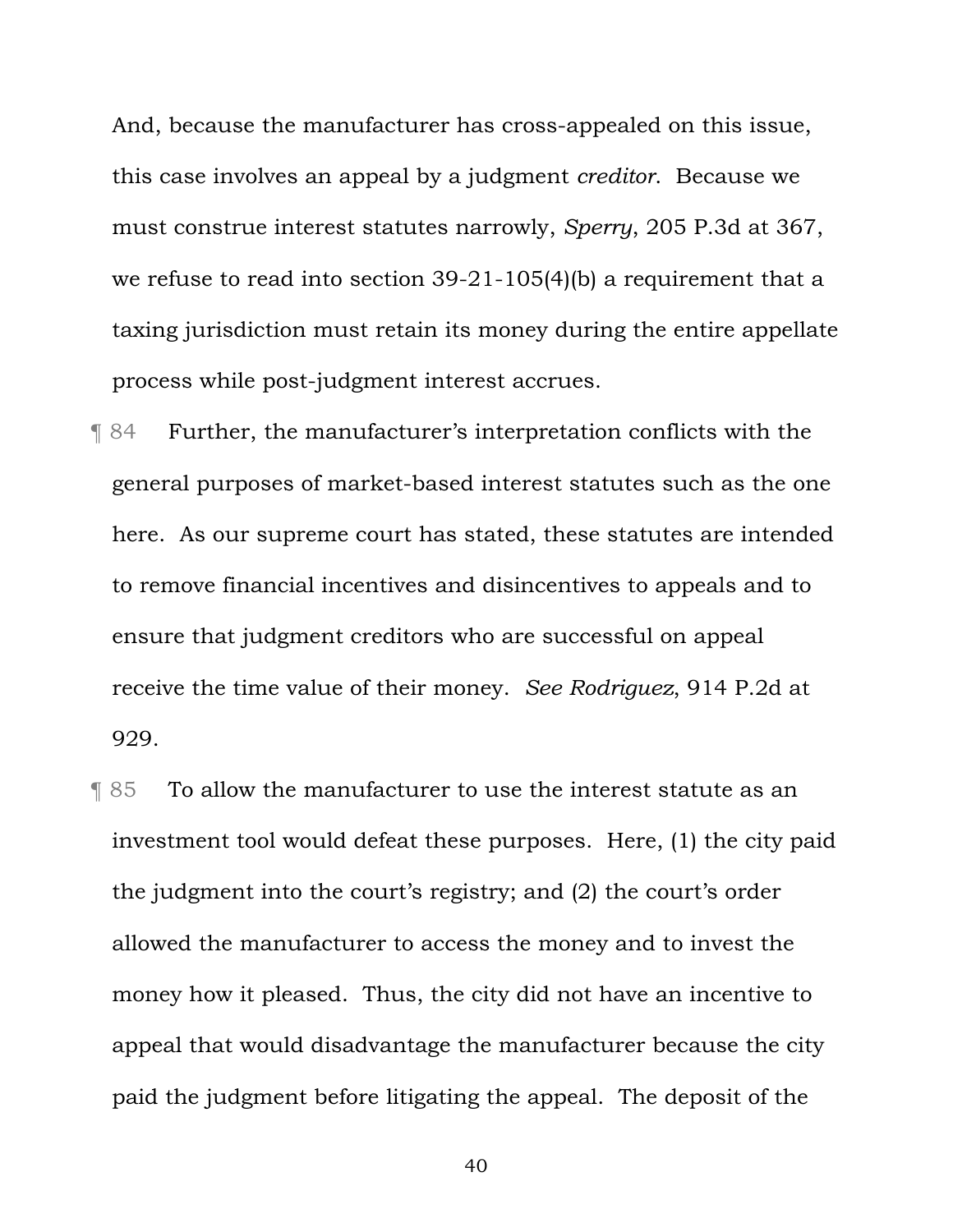And, because the manufacturer has cross-appealed on this issue, this case involves an appeal by a judgment *creditor*. Because we must construe interest statutes narrowly, *Sperry*, 205 P.3d at 367, we refuse to read into section 39-21-105(4)(b) a requirement that a taxing jurisdiction must retain its money during the entire appellate process while post-judgment interest accrues.

¶ 84 Further, the manufacturer's interpretation conflicts with the general purposes of market-based interest statutes such as the one here. As our supreme court has stated, these statutes are intended to remove financial incentives and disincentives to appeals and to ensure that judgment creditors who are successful on appeal receive the time value of their money. *See Rodriguez*, 914 P.2d at 929.

¶ 85 To allow the manufacturer to use the interest statute as an investment tool would defeat these purposes. Here, (1) the city paid the judgment into the court's registry; and (2) the court's order allowed the manufacturer to access the money and to invest the money how it pleased. Thus, the city did not have an incentive to appeal that would disadvantage the manufacturer because the city paid the judgment before litigating the appeal. The deposit of the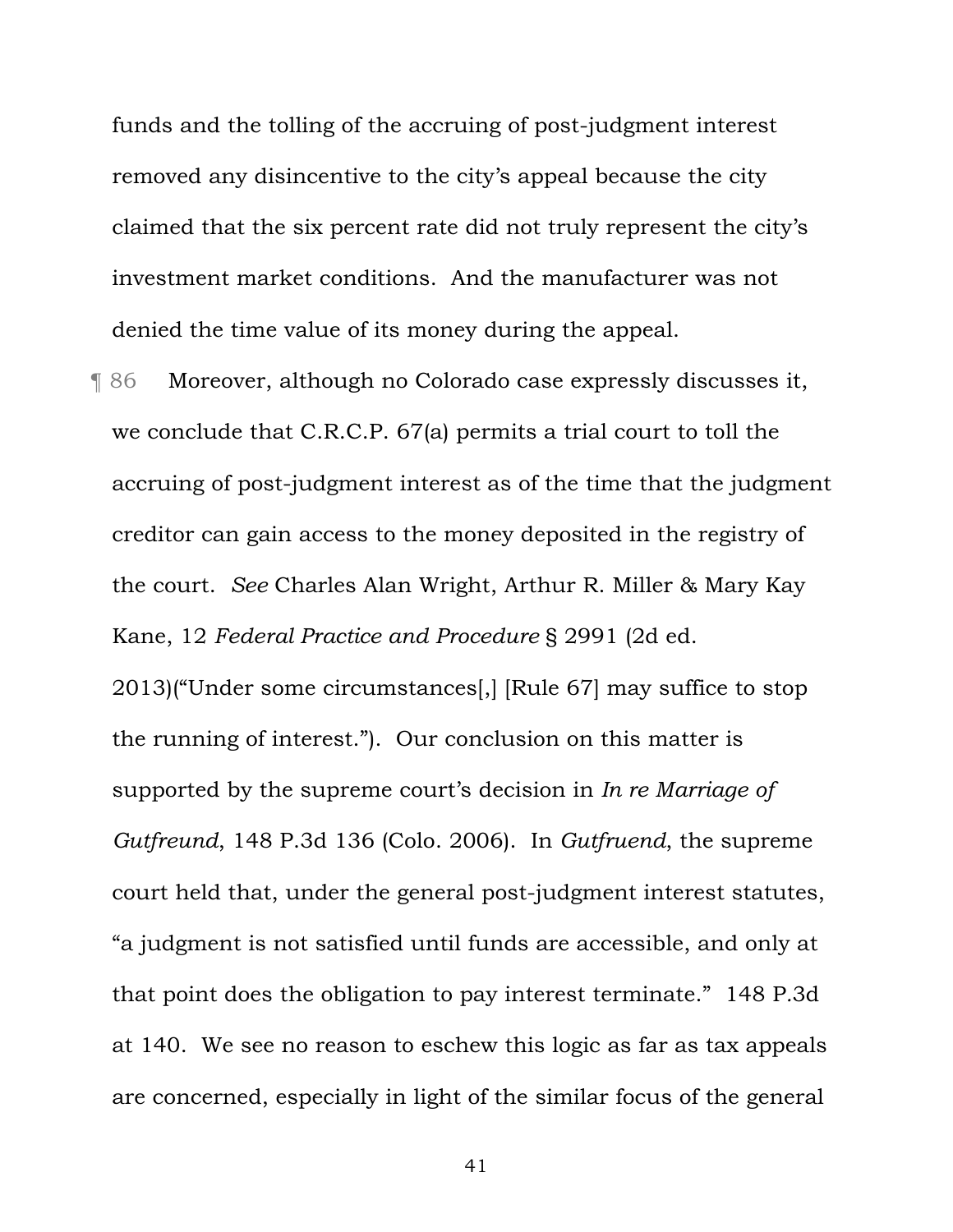funds and the tolling of the accruing of post-judgment interest removed any disincentive to the city's appeal because the city claimed that the six percent rate did not truly represent the city's investment market conditions. And the manufacturer was not denied the time value of its money during the appeal.

¶ 86 Moreover, although no Colorado case expressly discusses it, we conclude that C.R.C.P. 67(a) permits a trial court to toll the accruing of post-judgment interest as of the time that the judgment creditor can gain access to the money deposited in the registry of the court. *See* Charles Alan Wright, Arthur R. Miller & Mary Kay Kane, 12 *Federal Practice and Procedure* § 2991 (2d ed. 2013)("Under some circumstances[,] [Rule 67] may suffice to stop the running of interest."). Our conclusion on this matter is supported by the supreme court's decision in *In re Marriage of Gutfreund*, 148 P.3d 136 (Colo. 2006). In *Gutfruend*, the supreme court held that, under the general post-judgment interest statutes, "a judgment is not satisfied until funds are accessible, and only at that point does the obligation to pay interest terminate." 148 P.3d at 140. We see no reason to eschew this logic as far as tax appeals are concerned, especially in light of the similar focus of the general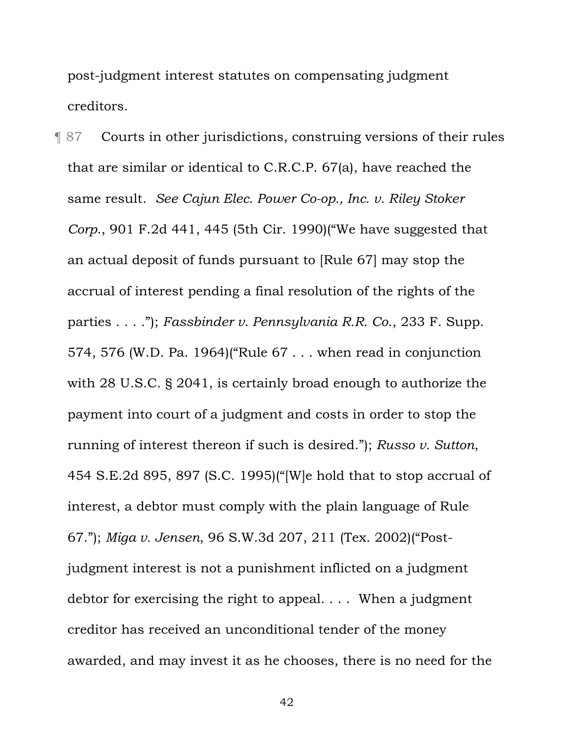post-judgment interest statutes on compensating judgment creditors.

¶ 87 Courts in other jurisdictions, construing versions of their rules that are similar or identical to C.R.C.P. 67(a), have reached the same result. *See Cajun Elec. Power Co-op., Inc. v. Riley Stoker Corp.*, 901 F.2d 441, 445 (5th Cir. 1990)("We have suggested that an actual deposit of funds pursuant to [Rule 67] may stop the accrual of interest pending a final resolution of the rights of the parties . . . ."); *Fassbinder v. Pennsylvania R.R. Co.*, 233 F. Supp. 574, 576 (W.D. Pa. 1964)("Rule 67 . . . when read in conjunction with 28 U.S.C. § 2041, is certainly broad enough to authorize the payment into court of a judgment and costs in order to stop the running of interest thereon if such is desired."); *Russo v. Sutton*, 454 S.E.2d 895, 897 (S.C. 1995)("[W]e hold that to stop accrual of interest, a debtor must comply with the plain language of Rule 67."); *Miga v. Jensen*, 96 S.W.3d 207, 211 (Tex. 2002)("Post-judgment interest is not a punishment inflicted on a judgment debtor for exercising the right to appeal. . . . When a judgment creditor has received an unconditional tender of the money awarded, and may invest it as he chooses, there is no need for the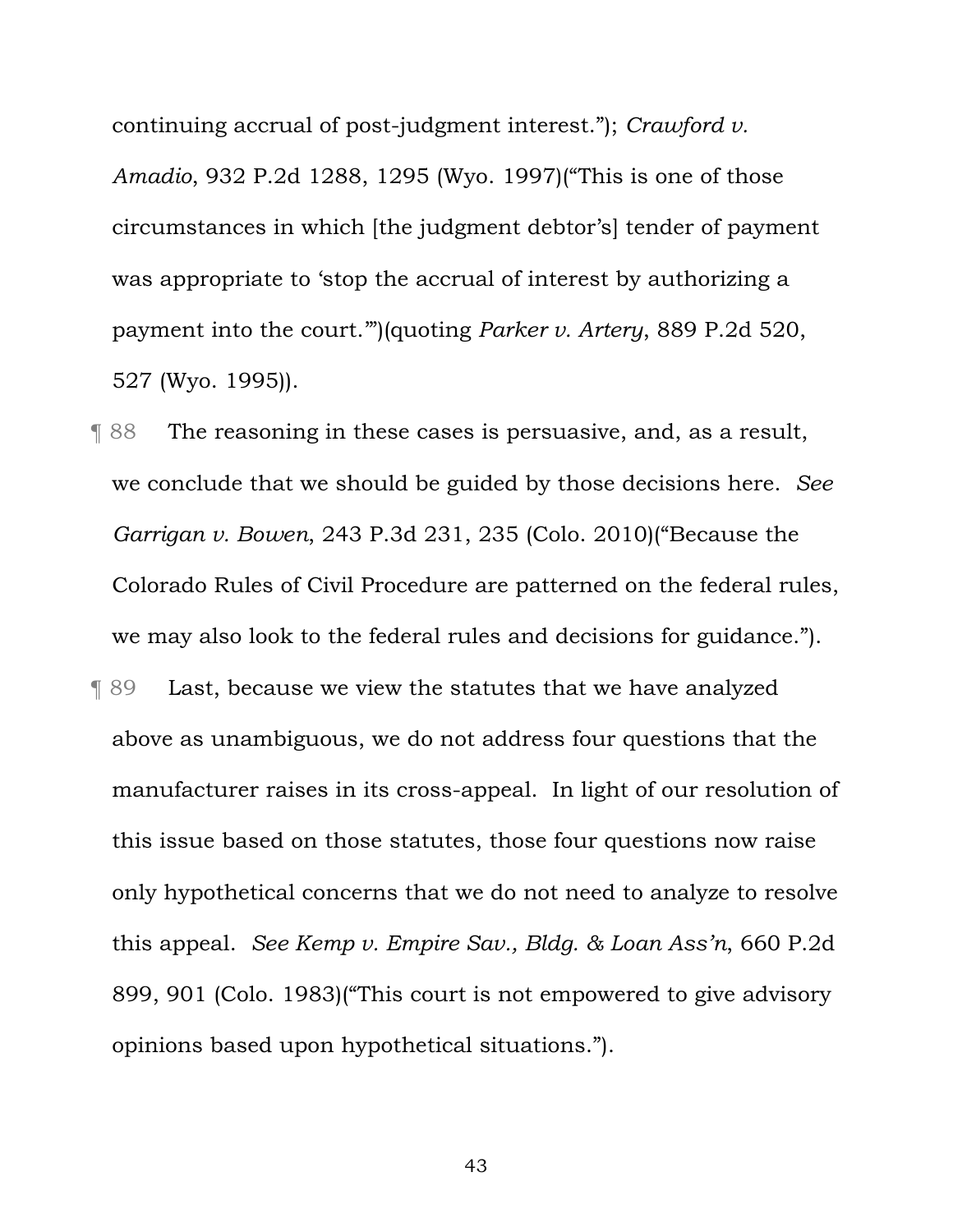continuing accrual of post-judgment interest."); *Crawford v. Amadio*, 932 P.2d 1288, 1295 (Wyo. 1997)("This is one of those circumstances in which [the judgment debtor's] tender of payment was appropriate to 'stop the accrual of interest by authorizing a payment into the court.'")(quoting *Parker v. Artery*, 889 P.2d 520, 527 (Wyo. 1995)).

¶ 88 The reasoning in these cases is persuasive, and, as a result, we conclude that we should be guided by those decisions here. *See Garrigan v. Bowen*, 243 P.3d 231, 235 (Colo. 2010)("Because the Colorado Rules of Civil Procedure are patterned on the federal rules, we may also look to the federal rules and decisions for guidance.").

¶ 89 Last, because we view the statutes that we have analyzed above as unambiguous, we do not address four questions that the manufacturer raises in its cross-appeal. In light of our resolution of this issue based on those statutes, those four questions now raise only hypothetical concerns that we do not need to analyze to resolve this appeal. *See Kemp v. Empire Sav., Bldg. & Loan Ass'n*, 660 P.2d 899, 901 (Colo. 1983)("This court is not empowered to give advisory opinions based upon hypothetical situations.").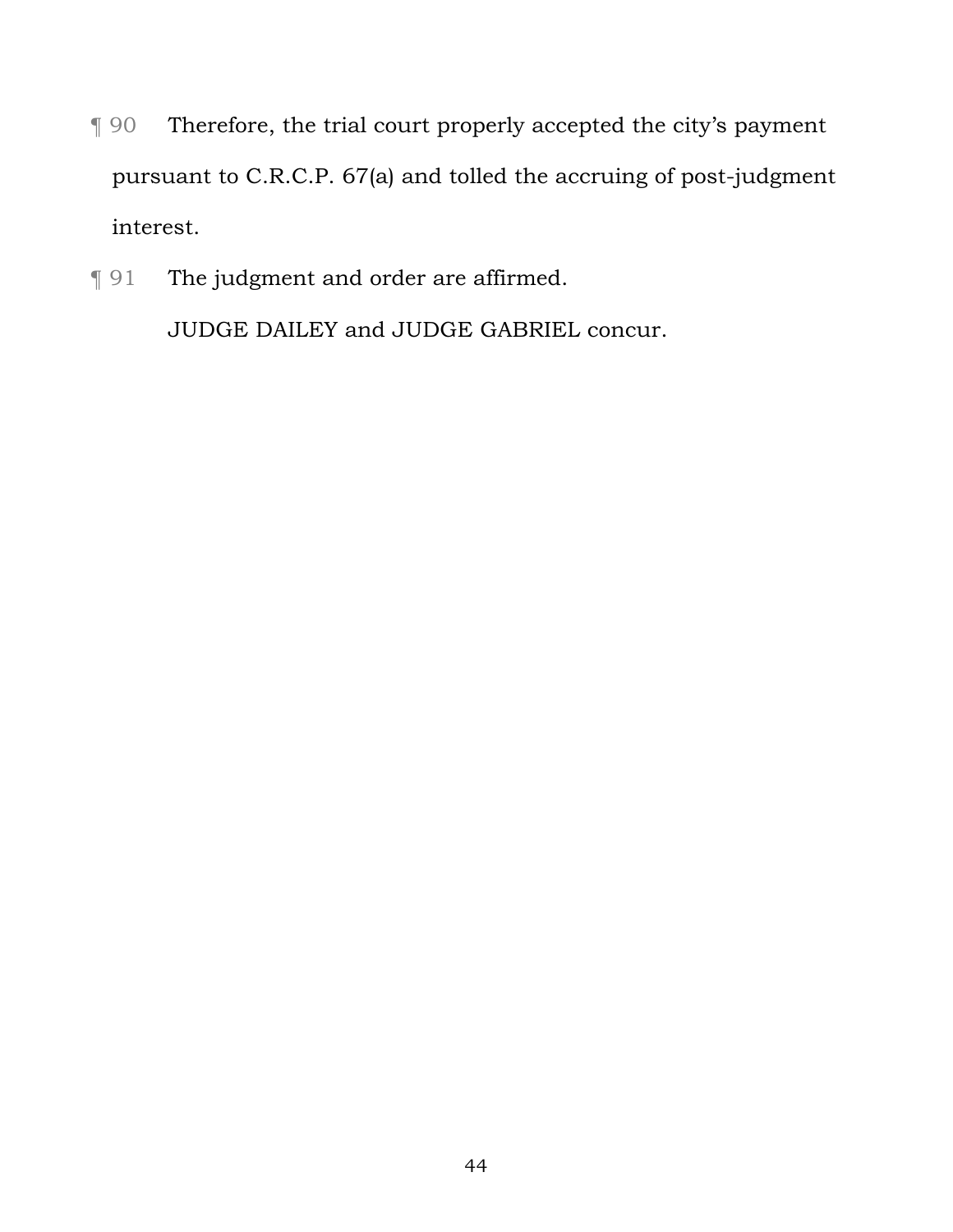¶ 90 Therefore, the trial court properly accepted the city's payment pursuant to C.R.C.P. 67(a) and tolled the accruing of post-judgment interest.

¶ 91 The judgment and order are affirmed.

JUDGE DAILEY and JUDGE GABRIEL concur.